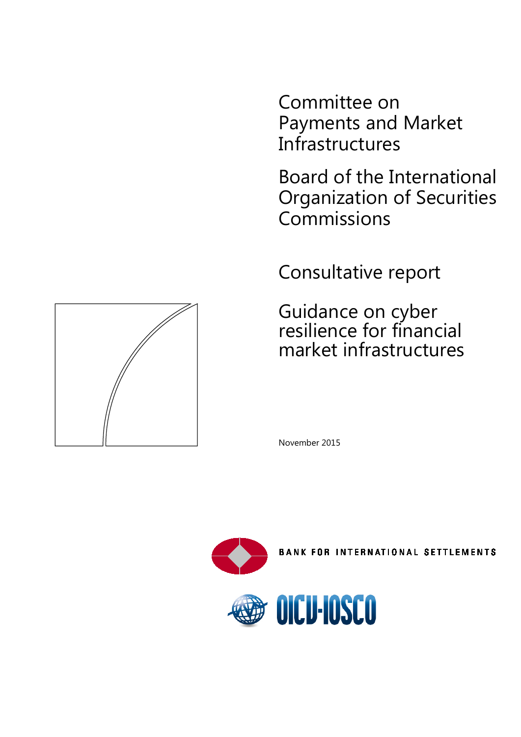Committee on Payments and Market Infrastructures

Board of the International Organization of Securities Commissions

# Consultative report

# Guidance on cyber resilience for financial market infrastructures

November 2015

BANK FOR INTERNATIONAL SETTLEMENTS

OICU-IOSCO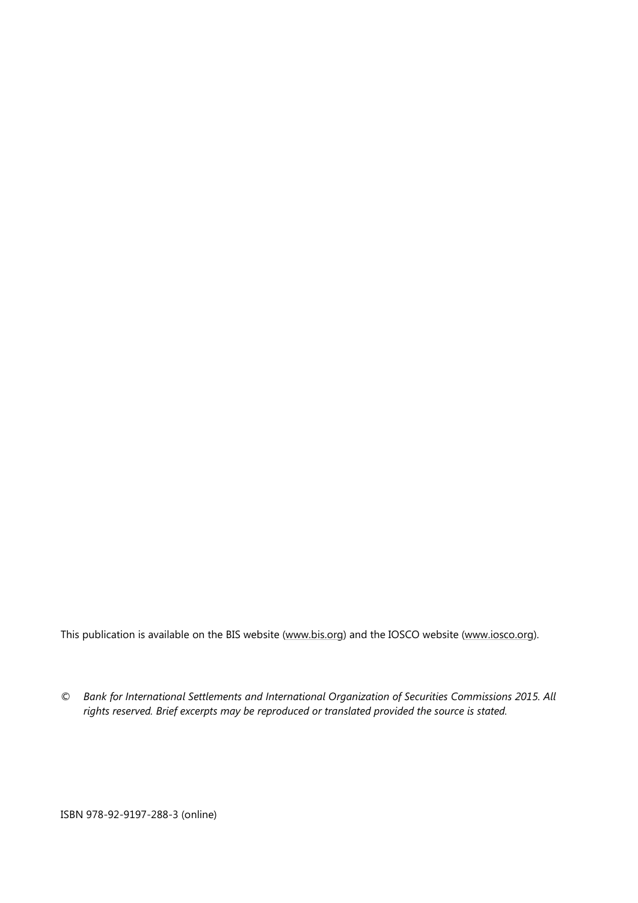This publication is available on the BIS website (www.bis.org) and the IOSCO website (www.iosco.org).

© *Bank for International Settlements and International Organization of Securities Commissions 2015. All rights reserved. Brief excerpts may be reproduced or translated provided the source is stated.*

ISBN 978-92-9197-288-3 (online)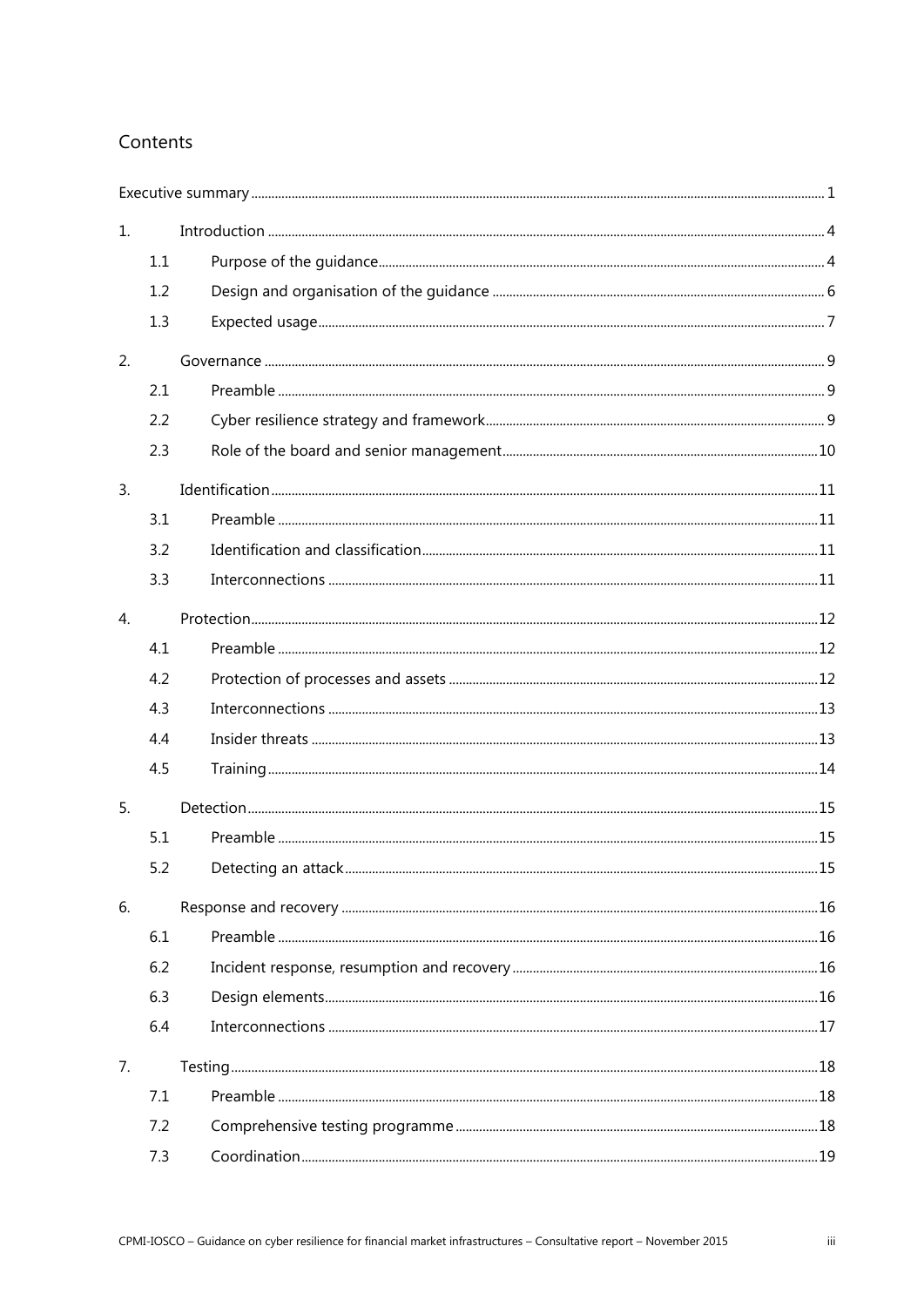## Contents

Executive summary ... 1

1. Introduction ... 4
   - 1.1 Purpose of the guidance ... 4
   - 1.2 Design and organisation of the guidance ... 6
   - 1.3 Expected usage ... 7
2. Governance ... 9
   - 2.1 Preamble ... 9
   - 2.2 Cyber resilience strategy and framework ... 9
   - 2.3 Role of the board and senior management ... 10
3. Identification ... 11
   - 3.1 Preamble ... 11
   - 3.2 Identification and classification ... 11
   - 3.3 Interconnections ... 11
4. Protection ... 12
   - 4.1 Preamble ... 12
   - 4.2 Protection of processes and assets ... 12
   - 4.3 Interconnections ... 13
   - 4.4 Insider threats ... 13
   - 4.5 Training ... 14
5. Detection ... 15
   - 5.1 Preamble ... 15
   - 5.2 Detecting an attack ... 15
6. Response and recovery ... 16
   - 6.1 Preamble ... 16
   - 6.2 Incident response, resumption and recovery ... 16
   - 6.3 Design elements ... 16
   - 6.4 Interconnections ... 17
7. Testing ... 18
   - 7.1 Preamble ... 18
   - 7.2 Comprehensive testing programme ... 18
   - 7.3 Coordination ... 19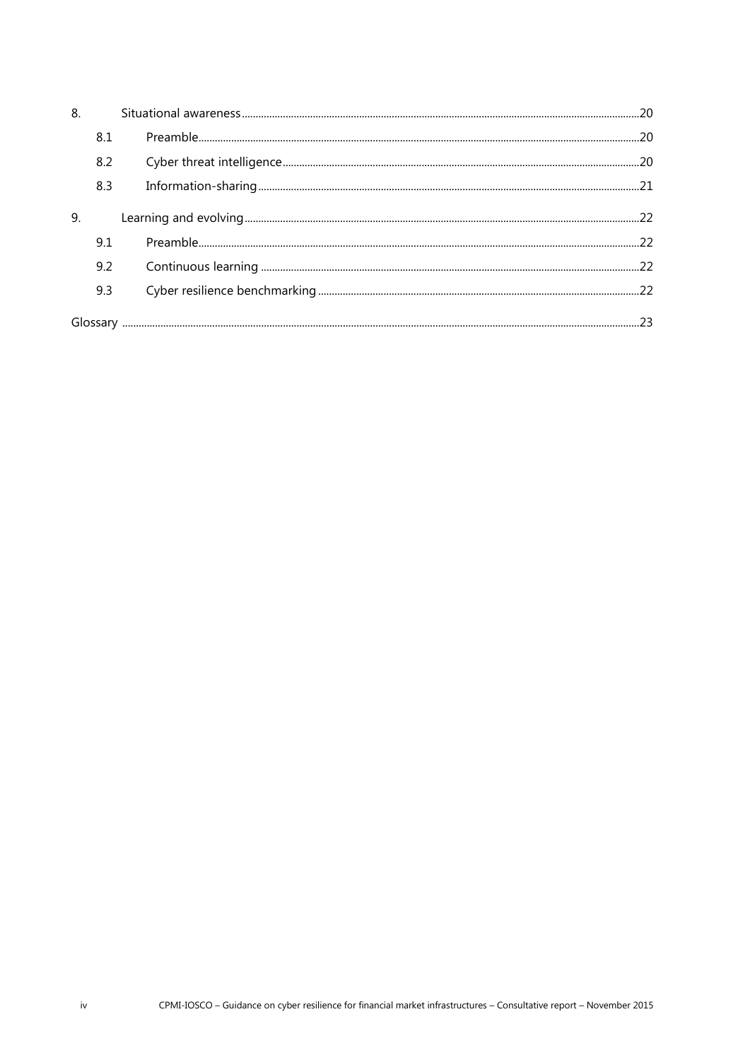8. Situational awareness ... 20
  - 8.1 Preamble ... 20
  - 8.2 Cyber threat intelligence ... 20
  - 8.3 Information-sharing ... 21

9. Learning and evolving ... 22
  - 9.1 Preamble ... 22
  - 9.2 Continuous learning ... 22
  - 9.3 Cyber resilience benchmarking ... 22

Glossary ... 23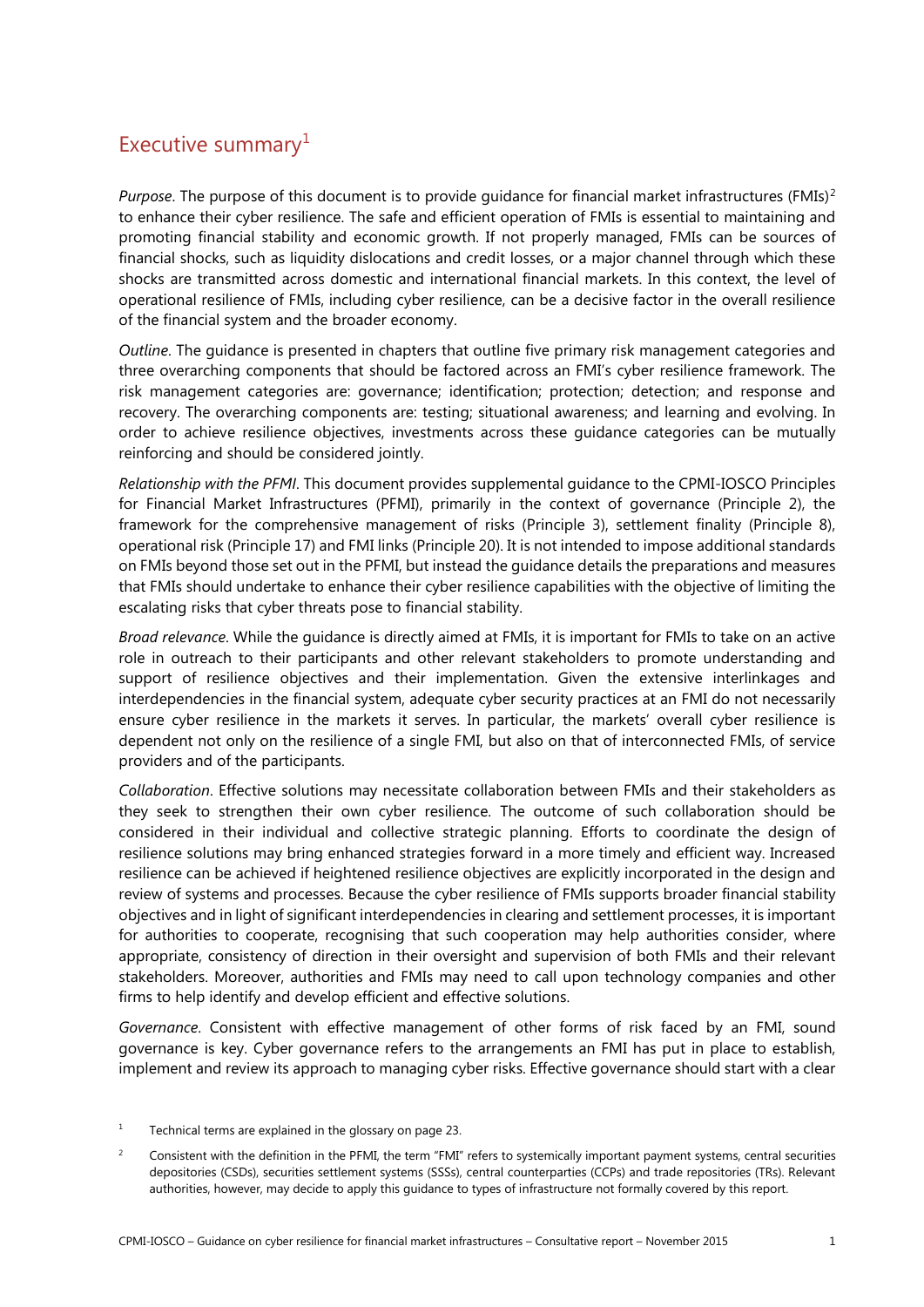## Executive summary[1]

*Purpose*. The purpose of this document is to provide guidance for financial market infrastructures (FMIs)[2] to enhance their cyber resilience. The safe and efficient operation of FMIs is essential to maintaining and promoting financial stability and economic growth. If not properly managed, FMIs can be sources of financial shocks, such as liquidity dislocations and credit losses, or a major channel through which these shocks are transmitted across domestic and international financial markets. In this context, the level of operational resilience of FMIs, including cyber resilience, can be a decisive factor in the overall resilience of the financial system and the broader economy.

*Outline*. The guidance is presented in chapters that outline five primary risk management categories and three overarching components that should be factored across an FMI's cyber resilience framework. The risk management categories are: governance; identification; protection; detection; and response and recovery. The overarching components are: testing; situational awareness; and learning and evolving. In order to achieve resilience objectives, investments across these guidance categories can be mutually reinforcing and should be considered jointly.

*Relationship with the PFMI*. This document provides supplemental guidance to the CPMI-IOSCO Principles for Financial Market Infrastructures (PFMI), primarily in the context of governance (Principle 2), the framework for the comprehensive management of risks (Principle 3), settlement finality (Principle 8), operational risk (Principle 17) and FMI links (Principle 20). It is not intended to impose additional standards on FMIs beyond those set out in the PFMI, but instead the guidance details the preparations and measures that FMIs should undertake to enhance their cyber resilience capabilities with the objective of limiting the escalating risks that cyber threats pose to financial stability.

*Broad relevance*. While the guidance is directly aimed at FMIs, it is important for FMIs to take on an active role in outreach to their participants and other relevant stakeholders to promote understanding and support of resilience objectives and their implementation. Given the extensive interlinkages and interdependencies in the financial system, adequate cyber security practices at an FMI do not necessarily ensure cyber resilience in the markets it serves. In particular, the markets' overall cyber resilience is dependent not only on the resilience of a single FMI, but also on that of interconnected FMIs, of service providers and of the participants.

*Collaboration*. Effective solutions may necessitate collaboration between FMIs and their stakeholders as they seek to strengthen their own cyber resilience. The outcome of such collaboration should be considered in their individual and collective strategic planning. Efforts to coordinate the design of resilience solutions may bring enhanced strategies forward in a more timely and efficient way. Increased resilience can be achieved if heightened resilience objectives are explicitly incorporated in the design and review of systems and processes. Because the cyber resilience of FMIs supports broader financial stability objectives and in light of significant interdependencies in clearing and settlement processes, it is important for authorities to cooperate, recognising that such cooperation may help authorities consider, where appropriate, consistency of direction in their oversight and supervision of both FMIs and their relevant stakeholders. Moreover, authorities and FMIs may need to call upon technology companies and other firms to help identify and develop efficient and effective solutions.

*Governance*. Consistent with effective management of other forms of risk faced by an FMI, sound governance is key. Cyber governance refers to the arrangements an FMI has put in place to establish, implement and review its approach to managing cyber risks. Effective governance should start with a clear

[1] Technical terms are explained in the glossary on page 23.

[2] Consistent with the definition in the PFMI, the term "FMI" refers to systemically important payment systems, central securities depositories (CSDs), securities settlement systems (SSSs), central counterparties (CCPs) and trade repositories (TRs). Relevant authorities, however, may decide to apply this guidance to types of infrastructure not formally covered by this report.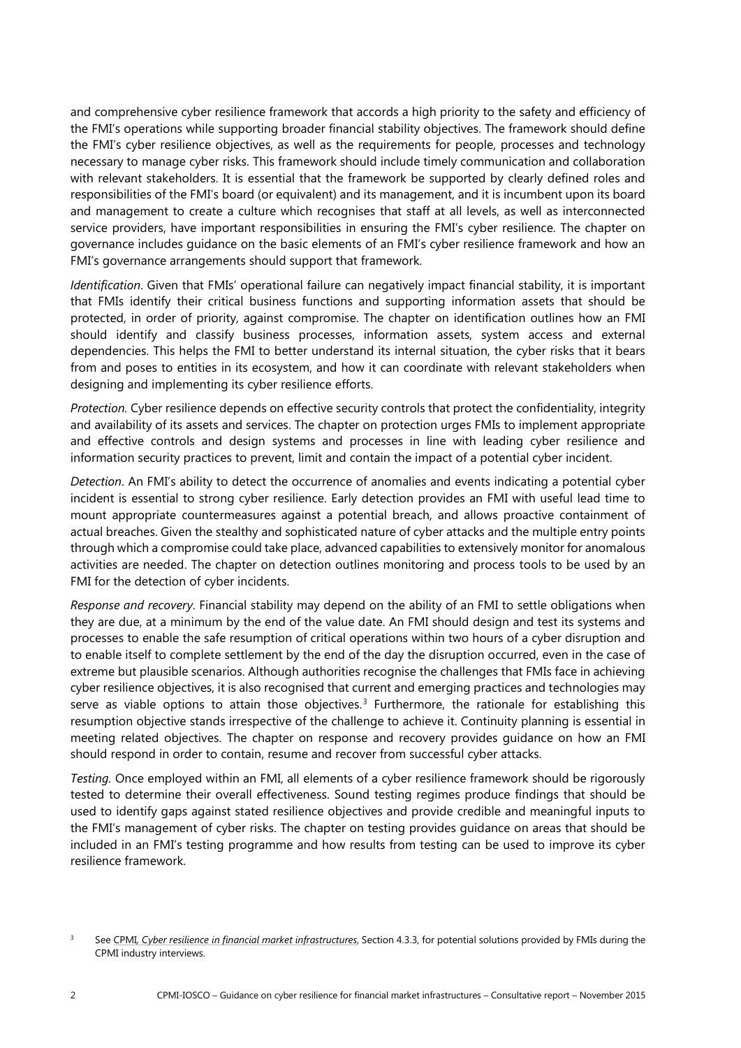and comprehensive cyber resilience framework that accords a high priority to the safety and efficiency of the FMI's operations while supporting broader financial stability objectives. The framework should define the FMI's cyber resilience objectives, as well as the requirements for people, processes and technology necessary to manage cyber risks. This framework should include timely communication and collaboration with relevant stakeholders. It is essential that the framework be supported by clearly defined roles and responsibilities of the FMI's board (or equivalent) and its management, and it is incumbent upon its board and management to create a culture which recognises that staff at all levels, as well as interconnected service providers, have important responsibilities in ensuring the FMI's cyber resilience. The chapter on governance includes guidance on the basic elements of an FMI's cyber resilience framework and how an FMI's governance arrangements should support that framework.

*Identification*. Given that FMIs' operational failure can negatively impact financial stability, it is important that FMIs identify their critical business functions and supporting information assets that should be protected, in order of priority, against compromise. The chapter on identification outlines how an FMI should identify and classify business processes, information assets, system access and external dependencies. This helps the FMI to better understand its internal situation, the cyber risks that it bears from and poses to entities in its ecosystem, and how it can coordinate with relevant stakeholders when designing and implementing its cyber resilience efforts.

*Protection.* Cyber resilience depends on effective security controls that protect the confidentiality, integrity and availability of its assets and services. The chapter on protection urges FMIs to implement appropriate and effective controls and design systems and processes in line with leading cyber resilience and information security practices to prevent, limit and contain the impact of a potential cyber incident.

*Detection*. An FMI's ability to detect the occurrence of anomalies and events indicating a potential cyber incident is essential to strong cyber resilience. Early detection provides an FMI with useful lead time to mount appropriate countermeasures against a potential breach, and allows proactive containment of actual breaches. Given the stealthy and sophisticated nature of cyber attacks and the multiple entry points through which a compromise could take place, advanced capabilities to extensively monitor for anomalous activities are needed. The chapter on detection outlines monitoring and process tools to be used by an FMI for the detection of cyber incidents.

*Response and recovery*. Financial stability may depend on the ability of an FMI to settle obligations when they are due, at a minimum by the end of the value date. An FMI should design and test its systems and processes to enable the safe resumption of critical operations within two hours of a cyber disruption and to enable itself to complete settlement by the end of the day the disruption occurred, even in the case of extreme but plausible scenarios. Although authorities recognise the challenges that FMIs face in achieving cyber resilience objectives, it is also recognised that current and emerging practices and technologies may serve as viable options to attain those objectives.[3] Furthermore, the rationale for establishing this resumption objective stands irrespective of the challenge to achieve it. Continuity planning is essential in meeting related objectives. The chapter on response and recovery provides guidance on how an FMI should respond in order to contain, resume and recover from successful cyber attacks.

*Testing.* Once employed within an FMI, all elements of a cyber resilience framework should be rigorously tested to determine their overall effectiveness. Sound testing regimes produce findings that should be used to identify gaps against stated resilience objectives and provide credible and meaningful inputs to the FMI's management of cyber risks. The chapter on testing provides guidance on areas that should be included in an FMI's testing programme and how results from testing can be used to improve its cyber resilience framework.

[3] See CPMI, *Cyber resilience in financial market infrastructures*, Section 4.3.3, for potential solutions provided by FMIs during the CPMI industry interviews.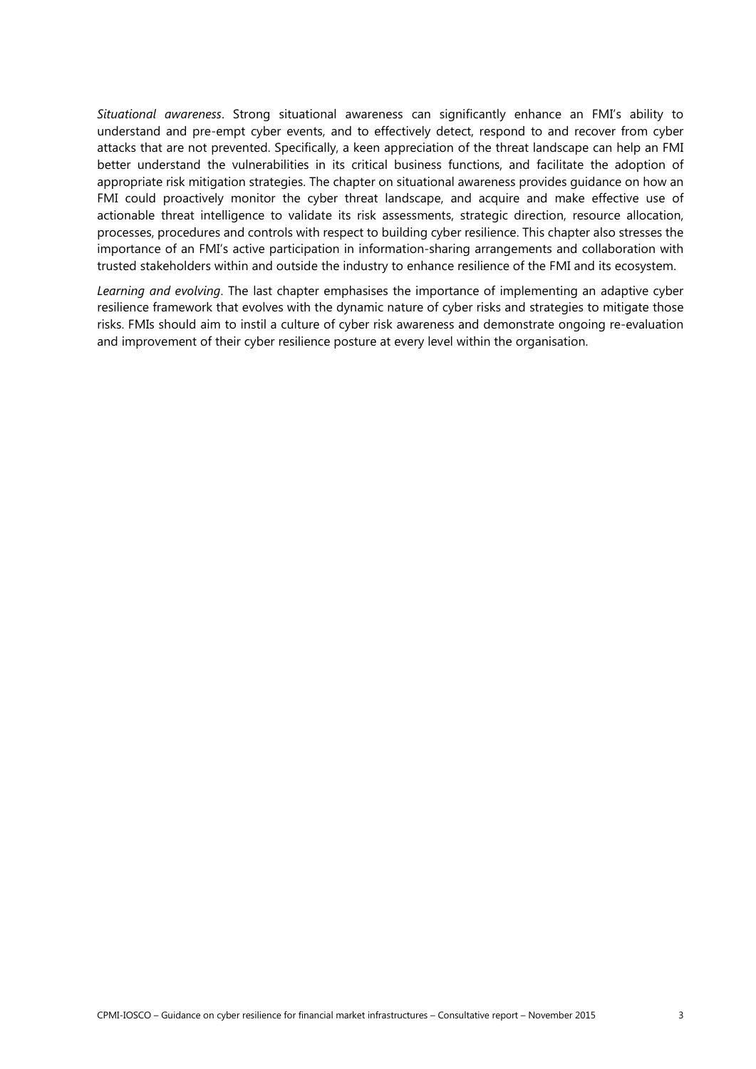*Situational awareness*. Strong situational awareness can significantly enhance an FMI's ability to understand and pre-empt cyber events, and to effectively detect, respond to and recover from cyber attacks that are not prevented. Specifically, a keen appreciation of the threat landscape can help an FMI better understand the vulnerabilities in its critical business functions, and facilitate the adoption of appropriate risk mitigation strategies. The chapter on situational awareness provides guidance on how an FMI could proactively monitor the cyber threat landscape, and acquire and make effective use of actionable threat intelligence to validate its risk assessments, strategic direction, resource allocation, processes, procedures and controls with respect to building cyber resilience. This chapter also stresses the importance of an FMI's active participation in information-sharing arrangements and collaboration with trusted stakeholders within and outside the industry to enhance resilience of the FMI and its ecosystem.

*Learning and evolving*. The last chapter emphasises the importance of implementing an adaptive cyber resilience framework that evolves with the dynamic nature of cyber risks and strategies to mitigate those risks. FMIs should aim to instil a culture of cyber risk awareness and demonstrate ongoing re-evaluation and improvement of their cyber resilience posture at every level within the organisation.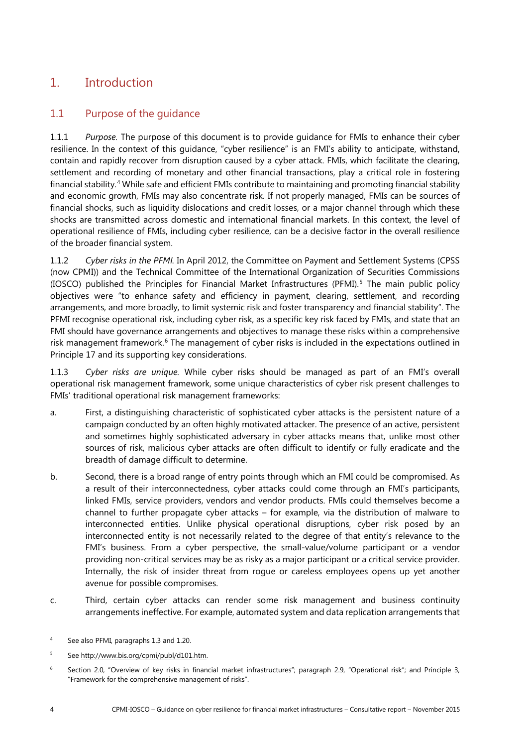# 1. Introduction

## 1.1 Purpose of the guidance

1.1.1 *Purpose.* The purpose of this document is to provide guidance for FMIs to enhance their cyber resilience. In the context of this guidance, "cyber resilience" is an FMI's ability to anticipate, withstand, contain and rapidly recover from disruption caused by a cyber attack. FMIs, which facilitate the clearing, settlement and recording of monetary and other financial transactions, play a critical role in fostering financial stability.[4] While safe and efficient FMIs contribute to maintaining and promoting financial stability and economic growth, FMIs may also concentrate risk. If not properly managed, FMIs can be sources of financial shocks, such as liquidity dislocations and credit losses, or a major channel through which these shocks are transmitted across domestic and international financial markets. In this context, the level of operational resilience of FMIs, including cyber resilience, can be a decisive factor in the overall resilience of the broader financial system.

1.1.2 *Cyber risks in the PFMI.* In April 2012, the Committee on Payment and Settlement Systems (CPSS (now CPMI)) and the Technical Committee of the International Organization of Securities Commissions (IOSCO) published the Principles for Financial Market Infrastructures (PFMI).[5] The main public policy objectives were "to enhance safety and efficiency in payment, clearing, settlement, and recording arrangements, and more broadly, to limit systemic risk and foster transparency and financial stability". The PFMI recognise operational risk, including cyber risk, as a specific key risk faced by FMIs, and state that an FMI should have governance arrangements and objectives to manage these risks within a comprehensive risk management framework.[6] The management of cyber risks is included in the expectations outlined in Principle 17 and its supporting key considerations.

1.1.3 *Cyber risks are unique.* While cyber risks should be managed as part of an FMI's overall operational risk management framework, some unique characteristics of cyber risk present challenges to FMIs' traditional operational risk management frameworks:

a. First, a distinguishing characteristic of sophisticated cyber attacks is the persistent nature of a campaign conducted by an often highly motivated attacker. The presence of an active, persistent and sometimes highly sophisticated adversary in cyber attacks means that, unlike most other sources of risk, malicious cyber attacks are often difficult to identify or fully eradicate and the breadth of damage difficult to determine.

b. Second, there is a broad range of entry points through which an FMI could be compromised. As a result of their interconnectedness, cyber attacks could come through an FMI's participants, linked FMIs, service providers, vendors and vendor products. FMIs could themselves become a channel to further propagate cyber attacks – for example, via the distribution of malware to interconnected entities. Unlike physical operational disruptions, cyber risk posed by an interconnected entity is not necessarily related to the degree of that entity's relevance to the FMI's business. From a cyber perspective, the small-value/volume participant or a vendor providing non-critical services may be as risky as a major participant or a critical service provider. Internally, the risk of insider threat from rogue or careless employees opens up yet another avenue for possible compromises.

c. Third, certain cyber attacks can render some risk management and business continuity arrangements ineffective. For example, automated system and data replication arrangements that

[4] See also PFMI, paragraphs 1.3 and 1.20.

[5] See http://www.bis.org/cpmi/publ/d101.htm.

[6] Section 2.0, "Overview of key risks in financial market infrastructures"; paragraph 2.9, "Operational risk"; and Principle 3, "Framework for the comprehensive management of risks".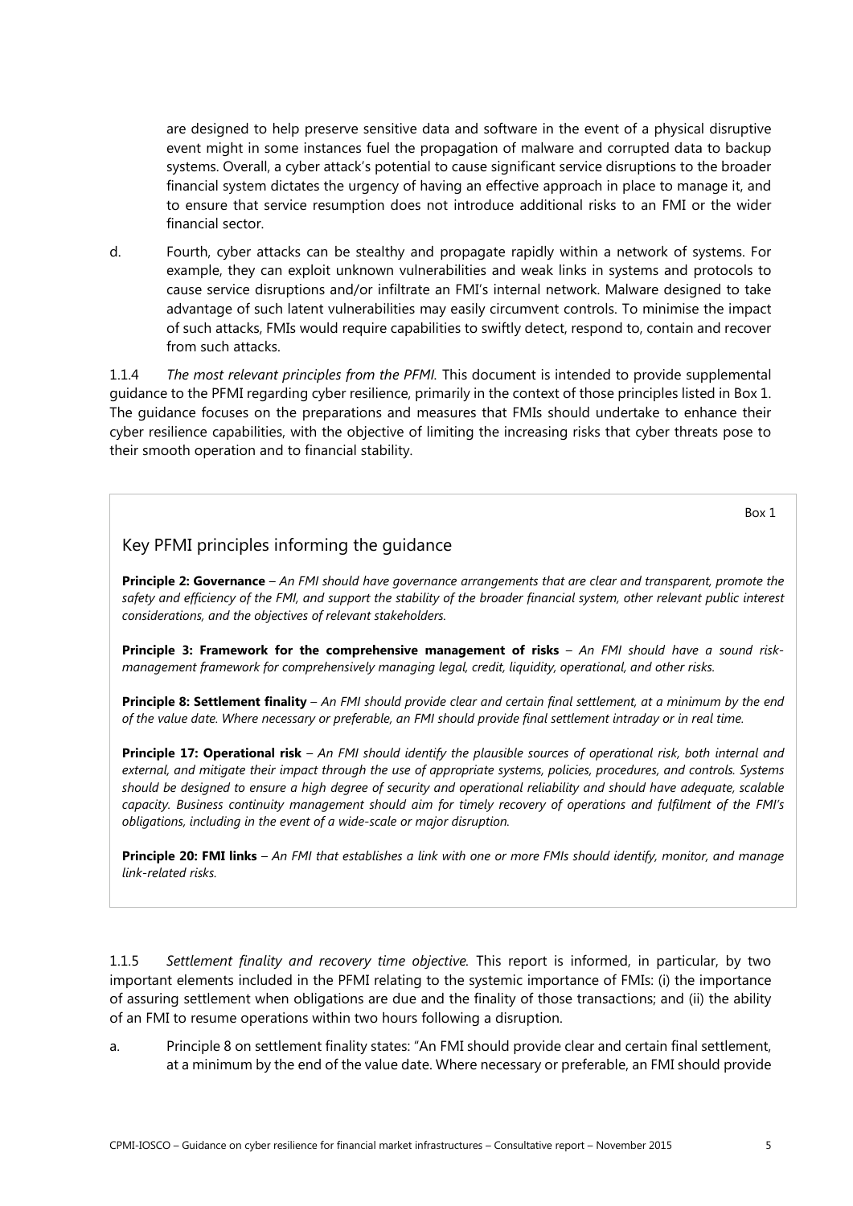are designed to help preserve sensitive data and software in the event of a physical disruptive event might in some instances fuel the propagation of malware and corrupted data to backup systems. Overall, a cyber attack's potential to cause significant service disruptions to the broader financial system dictates the urgency of having an effective approach in place to manage it, and to ensure that service resumption does not introduce additional risks to an FMI or the wider financial sector.

d. Fourth, cyber attacks can be stealthy and propagate rapidly within a network of systems. For example, they can exploit unknown vulnerabilities and weak links in systems and protocols to cause service disruptions and/or infiltrate an FMI's internal network. Malware designed to take advantage of such latent vulnerabilities may easily circumvent controls. To minimise the impact of such attacks, FMIs would require capabilities to swiftly detect, respond to, contain and recover from such attacks.

1.1.4 *The most relevant principles from the PFMI.* This document is intended to provide supplemental guidance to the PFMI regarding cyber resilience, primarily in the context of those principles listed in Box 1. The guidance focuses on the preparations and measures that FMIs should undertake to enhance their cyber resilience capabilities, with the objective of limiting the increasing risks that cyber threats pose to their smooth operation and to financial stability.

Box 1

## Key PFMI principles informing the guidance

**Principle 2: Governance** – *An FMI should have governance arrangements that are clear and transparent, promote the safety and efficiency of the FMI, and support the stability of the broader financial system, other relevant public interest considerations, and the objectives of relevant stakeholders.*

**Principle 3: Framework for the comprehensive management of risks** – *An FMI should have a sound risk-management framework for comprehensively managing legal, credit, liquidity, operational, and other risks.*

**Principle 8: Settlement finality** – *An FMI should provide clear and certain final settlement, at a minimum by the end of the value date. Where necessary or preferable, an FMI should provide final settlement intraday or in real time.*

**Principle 17: Operational risk** – *An FMI should identify the plausible sources of operational risk, both internal and external, and mitigate their impact through the use of appropriate systems, policies, procedures, and controls. Systems should be designed to ensure a high degree of security and operational reliability and should have adequate, scalable capacity. Business continuity management should aim for timely recovery of operations and fulfilment of the FMI's obligations, including in the event of a wide-scale or major disruption.*

**Principle 20: FMI links** – *An FMI that establishes a link with one or more FMIs should identify, monitor, and manage link-related risks.*

1.1.5 *Settlement finality and recovery time objective.* This report is informed, in particular, by two important elements included in the PFMI relating to the systemic importance of FMIs: (i) the importance of assuring settlement when obligations are due and the finality of those transactions; and (ii) the ability of an FMI to resume operations within two hours following a disruption.

a. Principle 8 on settlement finality states: "An FMI should provide clear and certain final settlement, at a minimum by the end of the value date. Where necessary or preferable, an FMI should provide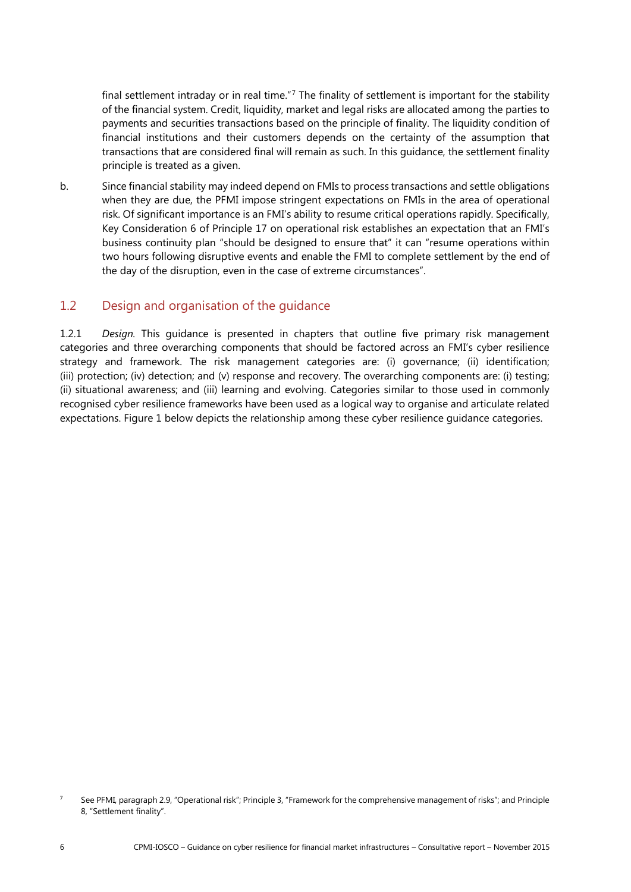final settlement intraday or in real time."[7] The finality of settlement is important for the stability of the financial system. Credit, liquidity, market and legal risks are allocated among the parties to payments and securities transactions based on the principle of finality. The liquidity condition of financial institutions and their customers depends on the certainty of the assumption that transactions that are considered final will remain as such. In this guidance, the settlement finality principle is treated as a given.

b. Since financial stability may indeed depend on FMIs to process transactions and settle obligations when they are due, the PFMI impose stringent expectations on FMIs in the area of operational risk. Of significant importance is an FMI's ability to resume critical operations rapidly. Specifically, Key Consideration 6 of Principle 17 on operational risk establishes an expectation that an FMI's business continuity plan "should be designed to ensure that" it can "resume operations within two hours following disruptive events and enable the FMI to complete settlement by the end of the day of the disruption, even in the case of extreme circumstances".

## 1.2 Design and organisation of the guidance

1.2.1 *Design.* This guidance is presented in chapters that outline five primary risk management categories and three overarching components that should be factored across an FMI's cyber resilience strategy and framework. The risk management categories are: (i) governance; (ii) identification; (iii) protection; (iv) detection; and (v) response and recovery. The overarching components are: (i) testing; (ii) situational awareness; and (iii) learning and evolving. Categories similar to those used in commonly recognised cyber resilience frameworks have been used as a logical way to organise and articulate related expectations. Figure 1 below depicts the relationship among these cyber resilience guidance categories.

[7] See PFMI, paragraph 2.9, "Operational risk"; Principle 3, "Framework for the comprehensive management of risks"; and Principle 8, "Settlement finality".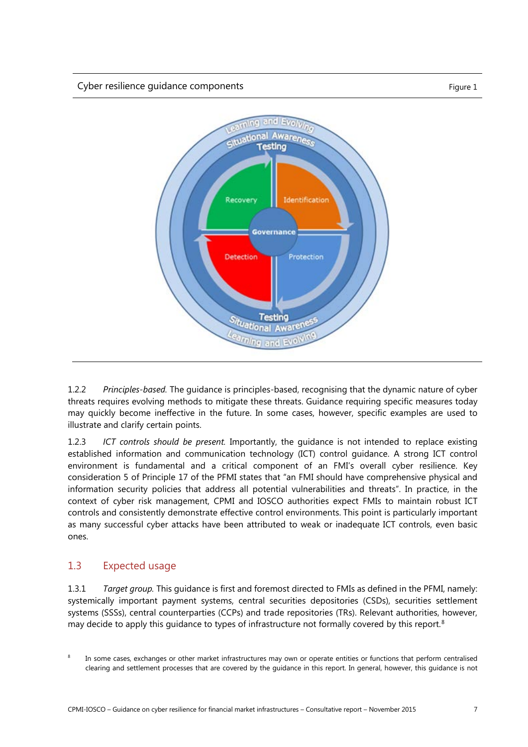Cyber resilience guidance components

Figure 1

1.2.2 *Principles-based.* The guidance is principles-based, recognising that the dynamic nature of cyber threats requires evolving methods to mitigate these threats. Guidance requiring specific measures today may quickly become ineffective in the future. In some cases, however, specific examples are used to illustrate and clarify certain points.

1.2.3 *ICT controls should be present.* Importantly, the guidance is not intended to replace existing established information and communication technology (ICT) control guidance. A strong ICT control environment is fundamental and a critical component of an FMI's overall cyber resilience. Key consideration 5 of Principle 17 of the PFMI states that "an FMI should have comprehensive physical and information security policies that address all potential vulnerabilities and threats". In practice, in the context of cyber risk management, CPMI and IOSCO authorities expect FMIs to maintain robust ICT controls and consistently demonstrate effective control environments. This point is particularly important as many successful cyber attacks have been attributed to weak or inadequate ICT controls, even basic ones.

## 1.3 Expected usage

1.3.1 *Target group.* This guidance is first and foremost directed to FMIs as defined in the PFMI, namely: systemically important payment systems, central securities depositories (CSDs), securities settlement systems (SSSs), central counterparties (CCPs) and trade repositories (TRs). Relevant authorities, however, may decide to apply this guidance to types of infrastructure not formally covered by this report.[8]

[8] In some cases, exchanges or other market infrastructures may own or operate entities or functions that perform centralised clearing and settlement processes that are covered by the guidance in this report. In general, however, this guidance is not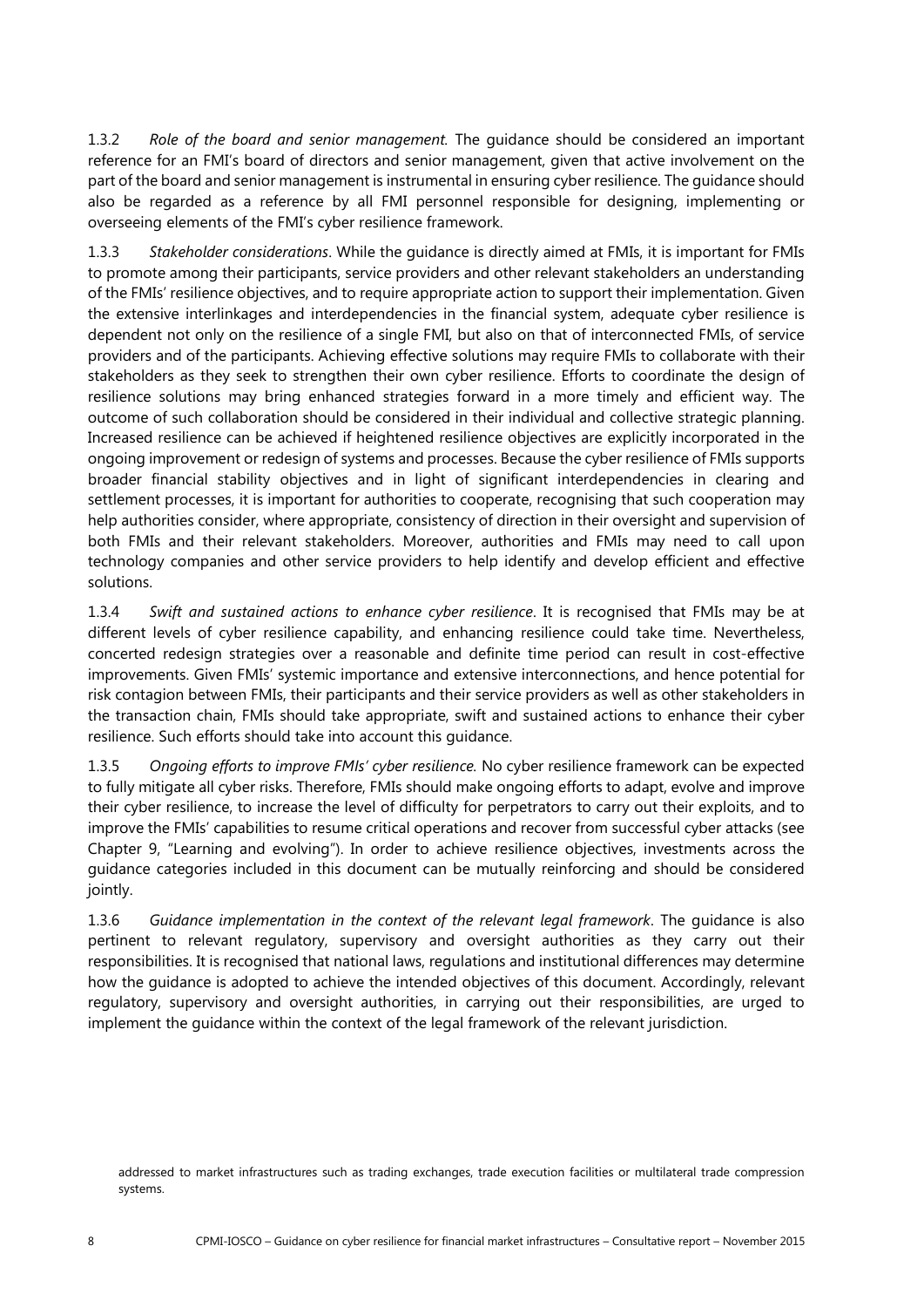1.3.2 *Role of the board and senior management*. The guidance should be considered an important reference for an FMI's board of directors and senior management, given that active involvement on the part of the board and senior management is instrumental in ensuring cyber resilience. The guidance should also be regarded as a reference by all FMI personnel responsible for designing, implementing or overseeing elements of the FMI's cyber resilience framework.

1.3.3 *Stakeholder considerations*. While the guidance is directly aimed at FMIs, it is important for FMIs to promote among their participants, service providers and other relevant stakeholders an understanding of the FMIs' resilience objectives, and to require appropriate action to support their implementation. Given the extensive interlinkages and interdependencies in the financial system, adequate cyber resilience is dependent not only on the resilience of a single FMI, but also on that of interconnected FMIs, of service providers and of the participants. Achieving effective solutions may require FMIs to collaborate with their stakeholders as they seek to strengthen their own cyber resilience. Efforts to coordinate the design of resilience solutions may bring enhanced strategies forward in a more timely and efficient way. The outcome of such collaboration should be considered in their individual and collective strategic planning. Increased resilience can be achieved if heightened resilience objectives are explicitly incorporated in the ongoing improvement or redesign of systems and processes. Because the cyber resilience of FMIs supports broader financial stability objectives and in light of significant interdependencies in clearing and settlement processes, it is important for authorities to cooperate, recognising that such cooperation may help authorities consider, where appropriate, consistency of direction in their oversight and supervision of both FMIs and their relevant stakeholders. Moreover, authorities and FMIs may need to call upon technology companies and other service providers to help identify and develop efficient and effective solutions.

1.3.4 *Swift and sustained actions to enhance cyber resilience*. It is recognised that FMIs may be at different levels of cyber resilience capability, and enhancing resilience could take time. Nevertheless, concerted redesign strategies over a reasonable and definite time period can result in cost-effective improvements. Given FMIs' systemic importance and extensive interconnections, and hence potential for risk contagion between FMIs, their participants and their service providers as well as other stakeholders in the transaction chain, FMIs should take appropriate, swift and sustained actions to enhance their cyber resilience. Such efforts should take into account this guidance.

1.3.5 *Ongoing efforts to improve FMIs' cyber resilience.* No cyber resilience framework can be expected to fully mitigate all cyber risks. Therefore, FMIs should make ongoing efforts to adapt, evolve and improve their cyber resilience, to increase the level of difficulty for perpetrators to carry out their exploits, and to improve the FMIs' capabilities to resume critical operations and recover from successful cyber attacks (see Chapter 9, "Learning and evolving"). In order to achieve resilience objectives, investments across the guidance categories included in this document can be mutually reinforcing and should be considered jointly.

1.3.6 *Guidance implementation in the context of the relevant legal framework*. The guidance is also pertinent to relevant regulatory, supervisory and oversight authorities as they carry out their responsibilities. It is recognised that national laws, regulations and institutional differences may determine how the guidance is adopted to achieve the intended objectives of this document. Accordingly, relevant regulatory, supervisory and oversight authorities, in carrying out their responsibilities, are urged to implement the guidance within the context of the legal framework of the relevant jurisdiction.

addressed to market infrastructures such as trading exchanges, trade execution facilities or multilateral trade compression systems.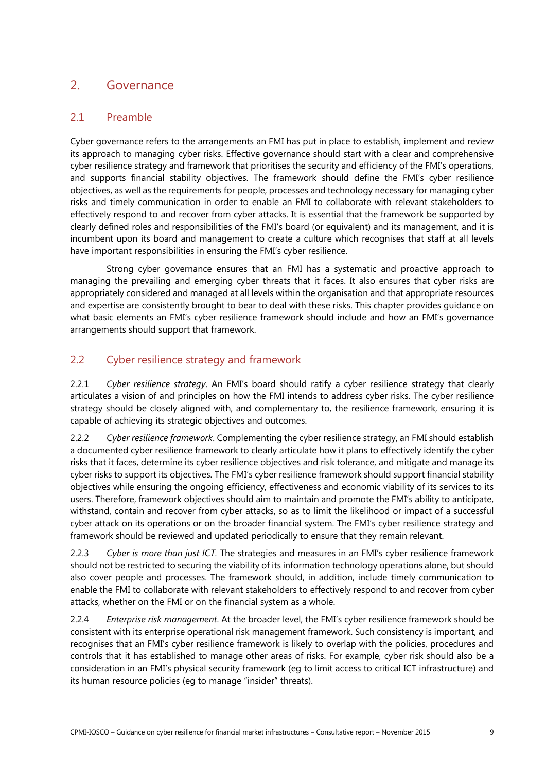## 2. Governance

### 2.1 Preamble

Cyber governance refers to the arrangements an FMI has put in place to establish, implement and review its approach to managing cyber risks. Effective governance should start with a clear and comprehensive cyber resilience strategy and framework that prioritises the security and efficiency of the FMI's operations, and supports financial stability objectives. The framework should define the FMI's cyber resilience objectives, as well as the requirements for people, processes and technology necessary for managing cyber risks and timely communication in order to enable an FMI to collaborate with relevant stakeholders to effectively respond to and recover from cyber attacks. It is essential that the framework be supported by clearly defined roles and responsibilities of the FMI's board (or equivalent) and its management, and it is incumbent upon its board and management to create a culture which recognises that staff at all levels have important responsibilities in ensuring the FMI's cyber resilience.

Strong cyber governance ensures that an FMI has a systematic and proactive approach to managing the prevailing and emerging cyber threats that it faces. It also ensures that cyber risks are appropriately considered and managed at all levels within the organisation and that appropriate resources and expertise are consistently brought to bear to deal with these risks. This chapter provides guidance on what basic elements an FMI's cyber resilience framework should include and how an FMI's governance arrangements should support that framework.

### 2.2 Cyber resilience strategy and framework

2.2.1 *Cyber resilience strategy*. An FMI's board should ratify a cyber resilience strategy that clearly articulates a vision of and principles on how the FMI intends to address cyber risks. The cyber resilience strategy should be closely aligned with, and complementary to, the resilience framework, ensuring it is capable of achieving its strategic objectives and outcomes.

2.2.2 *Cyber resilience framework*. Complementing the cyber resilience strategy, an FMI should establish a documented cyber resilience framework to clearly articulate how it plans to effectively identify the cyber risks that it faces, determine its cyber resilience objectives and risk tolerance, and mitigate and manage its cyber risks to support its objectives. The FMI's cyber resilience framework should support financial stability objectives while ensuring the ongoing efficiency, effectiveness and economic viability of its services to its users. Therefore, framework objectives should aim to maintain and promote the FMI's ability to anticipate, withstand, contain and recover from cyber attacks, so as to limit the likelihood or impact of a successful cyber attack on its operations or on the broader financial system. The FMI's cyber resilience strategy and framework should be reviewed and updated periodically to ensure that they remain relevant.

2.2.3 *Cyber is more than just ICT*. The strategies and measures in an FMI's cyber resilience framework should not be restricted to securing the viability of its information technology operations alone, but should also cover people and processes. The framework should, in addition, include timely communication to enable the FMI to collaborate with relevant stakeholders to effectively respond to and recover from cyber attacks, whether on the FMI or on the financial system as a whole.

2.2.4 *Enterprise risk management*. At the broader level, the FMI's cyber resilience framework should be consistent with its enterprise operational risk management framework. Such consistency is important, and recognises that an FMI's cyber resilience framework is likely to overlap with the policies, procedures and controls that it has established to manage other areas of risks. For example, cyber risk should also be a consideration in an FMI's physical security framework (eg to limit access to critical ICT infrastructure) and its human resource policies (eg to manage "insider" threats).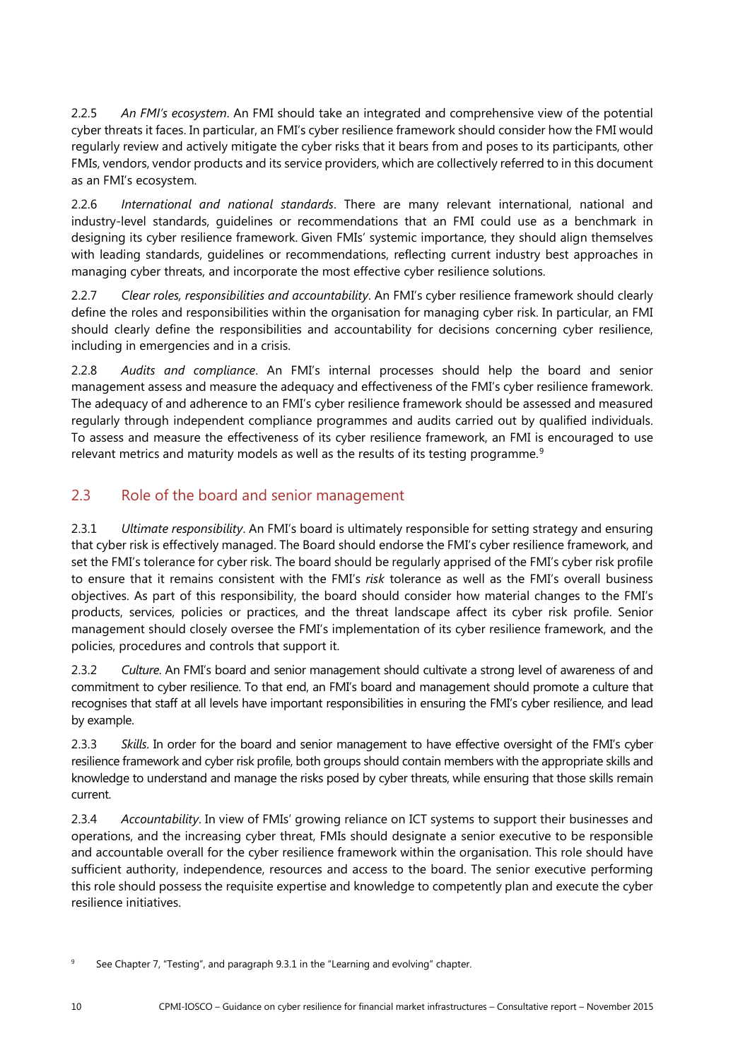2.2.5 *An FMI's ecosystem*. An FMI should take an integrated and comprehensive view of the potential cyber threats it faces. In particular, an FMI's cyber resilience framework should consider how the FMI would regularly review and actively mitigate the cyber risks that it bears from and poses to its participants, other FMIs, vendors, vendor products and its service providers, which are collectively referred to in this document as an FMI's ecosystem.

2.2.6 *International and national standards*. There are many relevant international, national and industry-level standards, guidelines or recommendations that an FMI could use as a benchmark in designing its cyber resilience framework. Given FMIs' systemic importance, they should align themselves with leading standards, guidelines or recommendations, reflecting current industry best approaches in managing cyber threats, and incorporate the most effective cyber resilience solutions.

2.2.7 *Clear roles, responsibilities and accountability*. An FMI's cyber resilience framework should clearly define the roles and responsibilities within the organisation for managing cyber risk. In particular, an FMI should clearly define the responsibilities and accountability for decisions concerning cyber resilience, including in emergencies and in a crisis.

2.2.8 *Audits and compliance*. An FMI's internal processes should help the board and senior management assess and measure the adequacy and effectiveness of the FMI's cyber resilience framework. The adequacy of and adherence to an FMI's cyber resilience framework should be assessed and measured regularly through independent compliance programmes and audits carried out by qualified individuals. To assess and measure the effectiveness of its cyber resilience framework, an FMI is encouraged to use relevant metrics and maturity models as well as the results of its testing programme.[9]

## 2.3 Role of the board and senior management

2.3.1 *Ultimate responsibility*. An FMI's board is ultimately responsible for setting strategy and ensuring that cyber risk is effectively managed. The Board should endorse the FMI's cyber resilience framework, and set the FMI's tolerance for cyber risk. The board should be regularly apprised of the FMI's cyber risk profile to ensure that it remains consistent with the FMI's *risk* tolerance as well as the FMI's overall business objectives. As part of this responsibility, the board should consider how material changes to the FMI's products, services, policies or practices, and the threat landscape affect its cyber risk profile. Senior management should closely oversee the FMI's implementation of its cyber resilience framework, and the policies, procedures and controls that support it.

2.3.2 *Culture*. An FMI's board and senior management should cultivate a strong level of awareness of and commitment to cyber resilience. To that end, an FMI's board and management should promote a culture that recognises that staff at all levels have important responsibilities in ensuring the FMI's cyber resilience, and lead by example.

2.3.3 *Skills*. In order for the board and senior management to have effective oversight of the FMI's cyber resilience framework and cyber risk profile, both groups should contain members with the appropriate skills and knowledge to understand and manage the risks posed by cyber threats, while ensuring that those skills remain current.

2.3.4 *Accountability*. In view of FMIs' growing reliance on ICT systems to support their businesses and operations, and the increasing cyber threat, FMIs should designate a senior executive to be responsible and accountable overall for the cyber resilience framework within the organisation. This role should have sufficient authority, independence, resources and access to the board. The senior executive performing this role should possess the requisite expertise and knowledge to competently plan and execute the cyber resilience initiatives.

[9] See Chapter 7, "Testing", and paragraph 9.3.1 in the "Learning and evolving" chapter.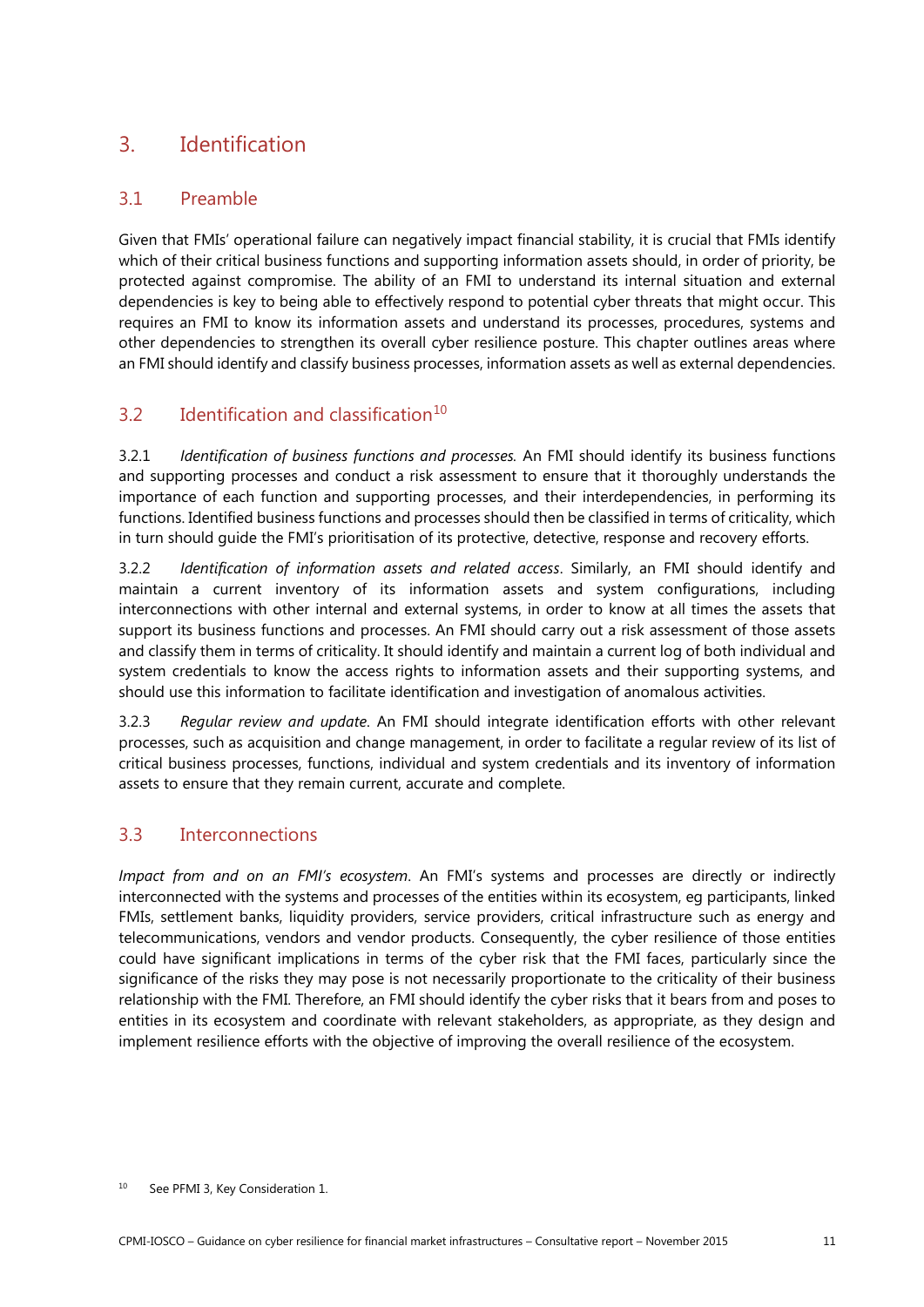# 3. Identification

## 3.1 Preamble

Given that FMIs' operational failure can negatively impact financial stability, it is crucial that FMIs identify which of their critical business functions and supporting information assets should, in order of priority, be protected against compromise. The ability of an FMI to understand its internal situation and external dependencies is key to being able to effectively respond to potential cyber threats that might occur. This requires an FMI to know its information assets and understand its processes, procedures, systems and other dependencies to strengthen its overall cyber resilience posture. This chapter outlines areas where an FMI should identify and classify business processes, information assets as well as external dependencies.

## 3.2 Identification and classification[10]

3.2.1 *Identification of business functions and processes.* An FMI should identify its business functions and supporting processes and conduct a risk assessment to ensure that it thoroughly understands the importance of each function and supporting processes, and their interdependencies, in performing its functions. Identified business functions and processes should then be classified in terms of criticality, which in turn should guide the FMI's prioritisation of its protective, detective, response and recovery efforts.

3.2.2 *Identification of information assets and related access*. Similarly, an FMI should identify and maintain a current inventory of its information assets and system configurations, including interconnections with other internal and external systems, in order to know at all times the assets that support its business functions and processes. An FMI should carry out a risk assessment of those assets and classify them in terms of criticality. It should identify and maintain a current log of both individual and system credentials to know the access rights to information assets and their supporting systems, and should use this information to facilitate identification and investigation of anomalous activities.

3.2.3 *Regular review and update*. An FMI should integrate identification efforts with other relevant processes, such as acquisition and change management, in order to facilitate a regular review of its list of critical business processes, functions, individual and system credentials and its inventory of information assets to ensure that they remain current, accurate and complete.

## 3.3 Interconnections

*Impact from and on an FMI's ecosystem*. An FMI's systems and processes are directly or indirectly interconnected with the systems and processes of the entities within its ecosystem, eg participants, linked FMIs, settlement banks, liquidity providers, service providers, critical infrastructure such as energy and telecommunications, vendors and vendor products. Consequently, the cyber resilience of those entities could have significant implications in terms of the cyber risk that the FMI faces, particularly since the significance of the risks they may pose is not necessarily proportionate to the criticality of their business relationship with the FMI. Therefore, an FMI should identify the cyber risks that it bears from and poses to entities in its ecosystem and coordinate with relevant stakeholders, as appropriate, as they design and implement resilience efforts with the objective of improving the overall resilience of the ecosystem.

[10] See PFMI 3, Key Consideration 1.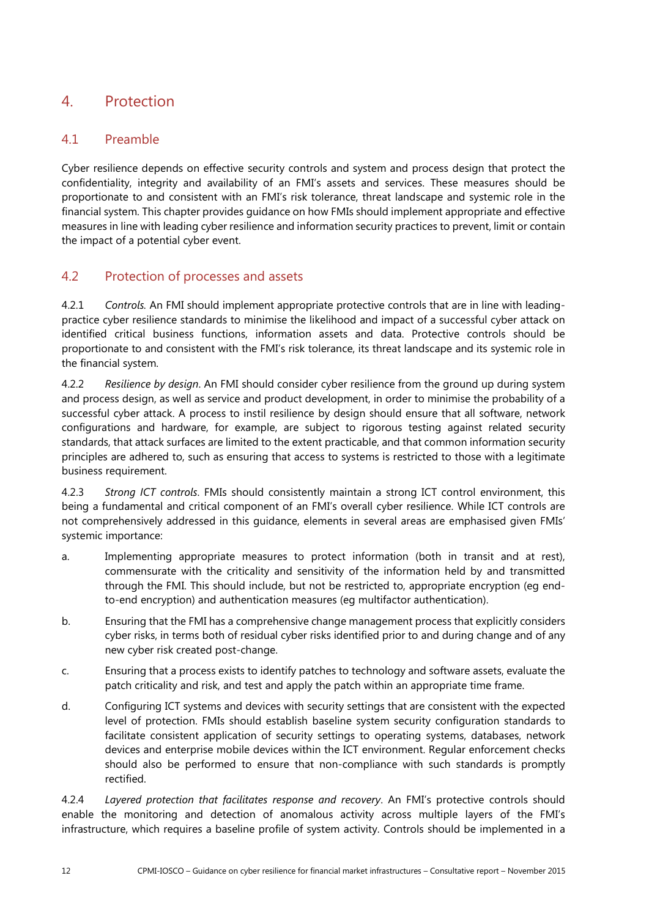# 4. Protection

## 4.1 Preamble

Cyber resilience depends on effective security controls and system and process design that protect the confidentiality, integrity and availability of an FMI's assets and services. These measures should be proportionate to and consistent with an FMI's risk tolerance, threat landscape and systemic role in the financial system. This chapter provides guidance on how FMIs should implement appropriate and effective measures in line with leading cyber resilience and information security practices to prevent, limit or contain the impact of a potential cyber event.

## 4.2 Protection of processes and assets

4.2.1 *Controls.* An FMI should implement appropriate protective controls that are in line with leading-practice cyber resilience standards to minimise the likelihood and impact of a successful cyber attack on identified critical business functions, information assets and data. Protective controls should be proportionate to and consistent with the FMI's risk tolerance, its threat landscape and its systemic role in the financial system.

4.2.2 *Resilience by design*. An FMI should consider cyber resilience from the ground up during system and process design, as well as service and product development, in order to minimise the probability of a successful cyber attack. A process to instil resilience by design should ensure that all software, network configurations and hardware, for example, are subject to rigorous testing against related security standards, that attack surfaces are limited to the extent practicable, and that common information security principles are adhered to, such as ensuring that access to systems is restricted to those with a legitimate business requirement.

4.2.3 *Strong ICT controls*. FMIs should consistently maintain a strong ICT control environment, this being a fundamental and critical component of an FMI's overall cyber resilience. While ICT controls are not comprehensively addressed in this guidance, elements in several areas are emphasised given FMIs' systemic importance:

a. Implementing appropriate measures to protect information (both in transit and at rest), commensurate with the criticality and sensitivity of the information held by and transmitted through the FMI. This should include, but not be restricted to, appropriate encryption (eg end-to-end encryption) and authentication measures (eg multifactor authentication).

b. Ensuring that the FMI has a comprehensive change management process that explicitly considers cyber risks, in terms both of residual cyber risks identified prior to and during change and of any new cyber risk created post-change.

c. Ensuring that a process exists to identify patches to technology and software assets, evaluate the patch criticality and risk, and test and apply the patch within an appropriate time frame.

d. Configuring ICT systems and devices with security settings that are consistent with the expected level of protection. FMIs should establish baseline system security configuration standards to facilitate consistent application of security settings to operating systems, databases, network devices and enterprise mobile devices within the ICT environment. Regular enforcement checks should also be performed to ensure that non-compliance with such standards is promptly rectified.

4.2.4 *Layered protection that facilitates response and recovery*. An FMI's protective controls should enable the monitoring and detection of anomalous activity across multiple layers of the FMI's infrastructure, which requires a baseline profile of system activity. Controls should be implemented in a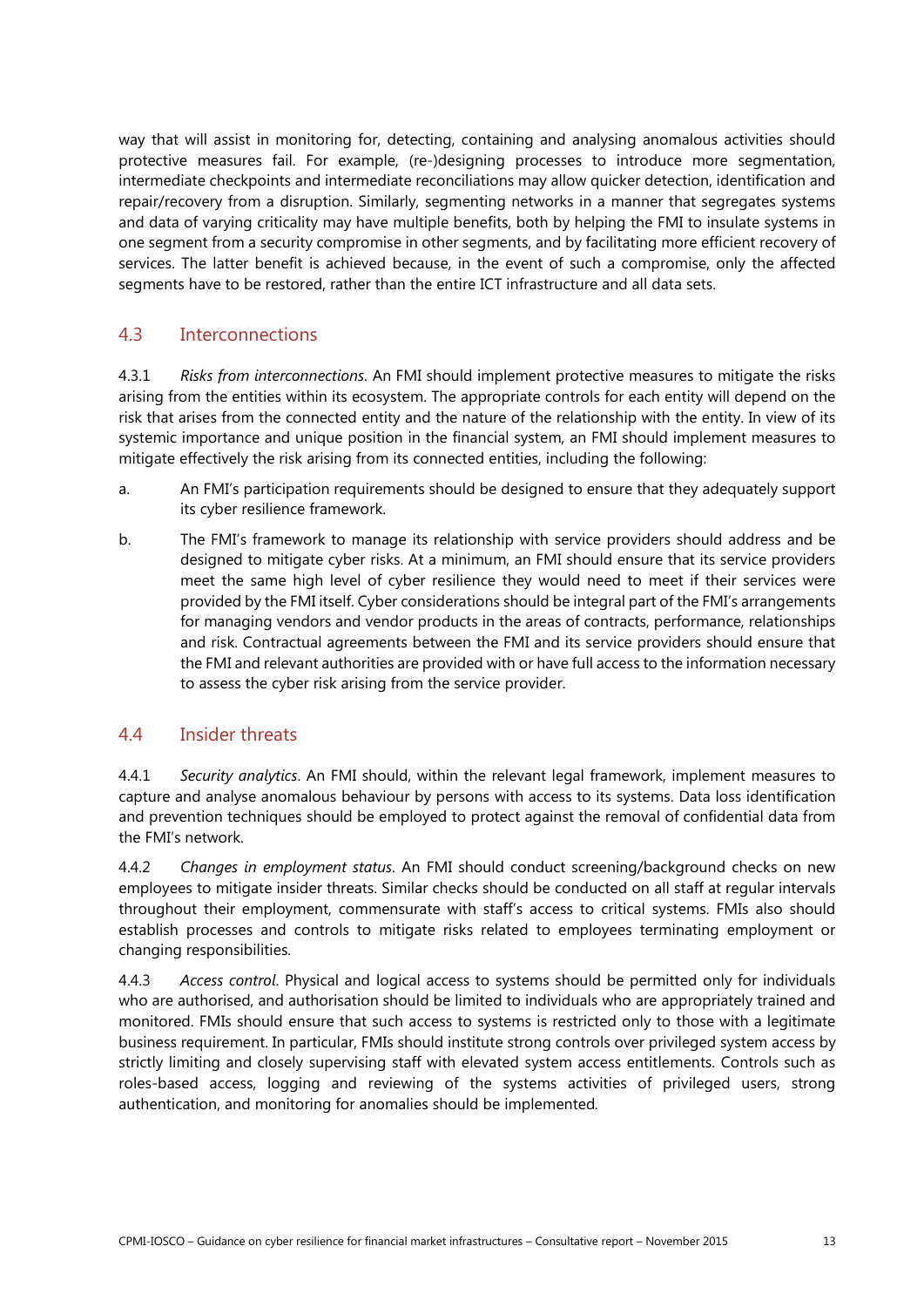way that will assist in monitoring for, detecting, containing and analysing anomalous activities should protective measures fail. For example, (re-)designing processes to introduce more segmentation, intermediate checkpoints and intermediate reconciliations may allow quicker detection, identification and repair/recovery from a disruption. Similarly, segmenting networks in a manner that segregates systems and data of varying criticality may have multiple benefits, both by helping the FMI to insulate systems in one segment from a security compromise in other segments, and by facilitating more efficient recovery of services. The latter benefit is achieved because, in the event of such a compromise, only the affected segments have to be restored, rather than the entire ICT infrastructure and all data sets.

## 4.3 Interconnections

4.3.1 *Risks from interconnections*. An FMI should implement protective measures to mitigate the risks arising from the entities within its ecosystem. The appropriate controls for each entity will depend on the risk that arises from the connected entity and the nature of the relationship with the entity. In view of its systemic importance and unique position in the financial system, an FMI should implement measures to mitigate effectively the risk arising from its connected entities, including the following:

a. An FMI's participation requirements should be designed to ensure that they adequately support its cyber resilience framework.

b. The FMI's framework to manage its relationship with service providers should address and be designed to mitigate cyber risks. At a minimum, an FMI should ensure that its service providers meet the same high level of cyber resilience they would need to meet if their services were provided by the FMI itself. Cyber considerations should be integral part of the FMI's arrangements for managing vendors and vendor products in the areas of contracts, performance, relationships and risk. Contractual agreements between the FMI and its service providers should ensure that the FMI and relevant authorities are provided with or have full access to the information necessary to assess the cyber risk arising from the service provider.

## 4.4 Insider threats

4.4.1 *Security analytics*. An FMI should, within the relevant legal framework, implement measures to capture and analyse anomalous behaviour by persons with access to its systems. Data loss identification and prevention techniques should be employed to protect against the removal of confidential data from the FMI's network.

4.4.2 *Changes in employment status*. An FMI should conduct screening/background checks on new employees to mitigate insider threats. Similar checks should be conducted on all staff at regular intervals throughout their employment, commensurate with staff's access to critical systems. FMIs also should establish processes and controls to mitigate risks related to employees terminating employment or changing responsibilities.

4.4.3 *Access control*. Physical and logical access to systems should be permitted only for individuals who are authorised, and authorisation should be limited to individuals who are appropriately trained and monitored. FMIs should ensure that such access to systems is restricted only to those with a legitimate business requirement. In particular, FMIs should institute strong controls over privileged system access by strictly limiting and closely supervising staff with elevated system access entitlements. Controls such as roles-based access, logging and reviewing of the systems activities of privileged users, strong authentication, and monitoring for anomalies should be implemented.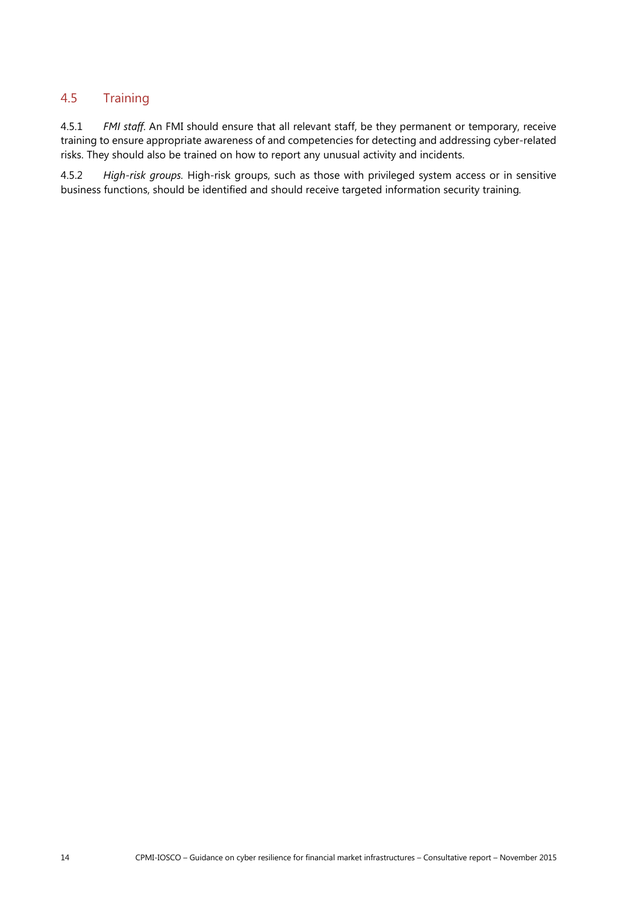## 4.5 Training

4.5.1 *FMI staff*. An FMI should ensure that all relevant staff, be they permanent or temporary, receive training to ensure appropriate awareness of and competencies for detecting and addressing cyber-related risks. They should also be trained on how to report any unusual activity and incidents.

4.5.2 *High-risk groups*. High-risk groups, such as those with privileged system access or in sensitive business functions, should be identified and should receive targeted information security training.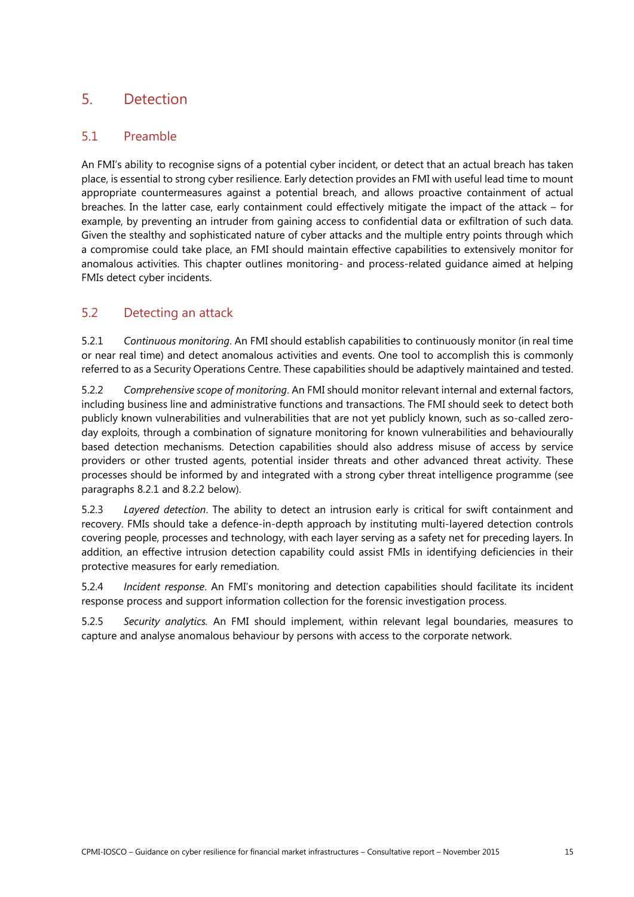# 5. Detection

## 5.1 Preamble

An FMI's ability to recognise signs of a potential cyber incident, or detect that an actual breach has taken place, is essential to strong cyber resilience. Early detection provides an FMI with useful lead time to mount appropriate countermeasures against a potential breach, and allows proactive containment of actual breaches. In the latter case, early containment could effectively mitigate the impact of the attack – for example, by preventing an intruder from gaining access to confidential data or exfiltration of such data. Given the stealthy and sophisticated nature of cyber attacks and the multiple entry points through which a compromise could take place, an FMI should maintain effective capabilities to extensively monitor for anomalous activities. This chapter outlines monitoring- and process-related guidance aimed at helping FMIs detect cyber incidents.

## 5.2 Detecting an attack

5.2.1 *Continuous monitoring*. An FMI should establish capabilities to continuously monitor (in real time or near real time) and detect anomalous activities and events. One tool to accomplish this is commonly referred to as a Security Operations Centre. These capabilities should be adaptively maintained and tested.

5.2.2 *Comprehensive scope of monitoring*. An FMI should monitor relevant internal and external factors, including business line and administrative functions and transactions. The FMI should seek to detect both publicly known vulnerabilities and vulnerabilities that are not yet publicly known, such as so-called zero-day exploits, through a combination of signature monitoring for known vulnerabilities and behaviourally based detection mechanisms. Detection capabilities should also address misuse of access by service providers or other trusted agents, potential insider threats and other advanced threat activity. These processes should be informed by and integrated with a strong cyber threat intelligence programme (see paragraphs 8.2.1 and 8.2.2 below).

5.2.3 *Layered detection*. The ability to detect an intrusion early is critical for swift containment and recovery. FMIs should take a defence-in-depth approach by instituting multi-layered detection controls covering people, processes and technology, with each layer serving as a safety net for preceding layers. In addition, an effective intrusion detection capability could assist FMIs in identifying deficiencies in their protective measures for early remediation.

5.2.4 *Incident response*. An FMI's monitoring and detection capabilities should facilitate its incident response process and support information collection for the forensic investigation process.

5.2.5 *Security analytics.* An FMI should implement, within relevant legal boundaries, measures to capture and analyse anomalous behaviour by persons with access to the corporate network.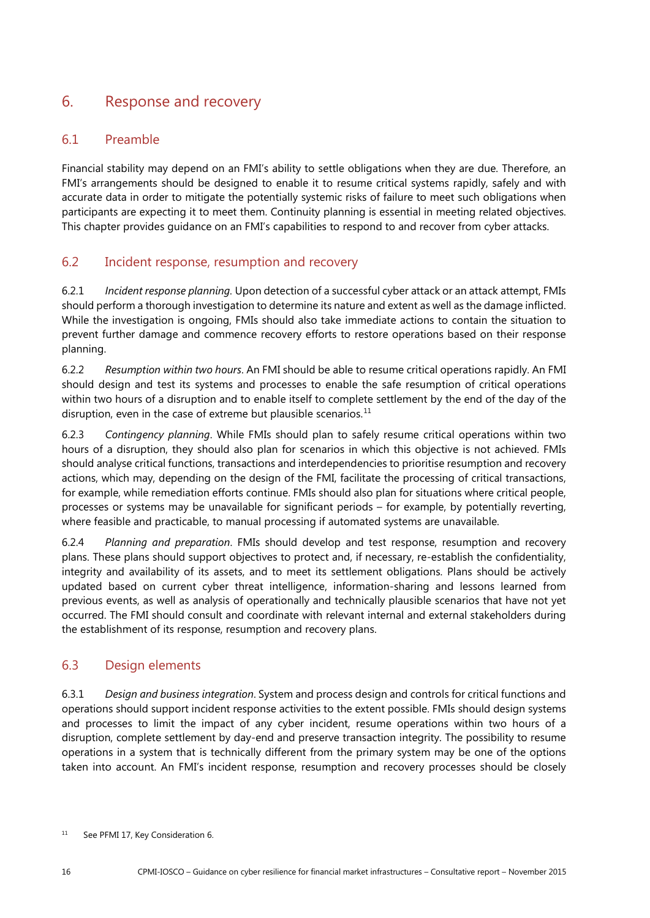# 6. Response and recovery

## 6.1 Preamble

Financial stability may depend on an FMI's ability to settle obligations when they are due. Therefore, an FMI's arrangements should be designed to enable it to resume critical systems rapidly, safely and with accurate data in order to mitigate the potentially systemic risks of failure to meet such obligations when participants are expecting it to meet them. Continuity planning is essential in meeting related objectives. This chapter provides guidance on an FMI's capabilities to respond to and recover from cyber attacks.

## 6.2 Incident response, resumption and recovery

6.2.1 *Incident response planning*. Upon detection of a successful cyber attack or an attack attempt, FMIs should perform a thorough investigation to determine its nature and extent as well as the damage inflicted. While the investigation is ongoing, FMIs should also take immediate actions to contain the situation to prevent further damage and commence recovery efforts to restore operations based on their response planning.

6.2.2 *Resumption within two hours*. An FMI should be able to resume critical operations rapidly. An FMI should design and test its systems and processes to enable the safe resumption of critical operations within two hours of a disruption and to enable itself to complete settlement by the end of the day of the disruption, even in the case of extreme but plausible scenarios.[11]

6.2.3 *Contingency planning*. While FMIs should plan to safely resume critical operations within two hours of a disruption, they should also plan for scenarios in which this objective is not achieved. FMIs should analyse critical functions, transactions and interdependencies to prioritise resumption and recovery actions, which may, depending on the design of the FMI, facilitate the processing of critical transactions, for example, while remediation efforts continue. FMIs should also plan for situations where critical people, processes or systems may be unavailable for significant periods – for example, by potentially reverting, where feasible and practicable, to manual processing if automated systems are unavailable.

6.2.4 *Planning and preparation*. FMIs should develop and test response, resumption and recovery plans. These plans should support objectives to protect and, if necessary, re-establish the confidentiality, integrity and availability of its assets, and to meet its settlement obligations. Plans should be actively updated based on current cyber threat intelligence, information-sharing and lessons learned from previous events, as well as analysis of operationally and technically plausible scenarios that have not yet occurred. The FMI should consult and coordinate with relevant internal and external stakeholders during the establishment of its response, resumption and recovery plans.

## 6.3 Design elements

6.3.1 *Design and business integration*. System and process design and controls for critical functions and operations should support incident response activities to the extent possible. FMIs should design systems and processes to limit the impact of any cyber incident, resume operations within two hours of a disruption, complete settlement by day-end and preserve transaction integrity. The possibility to resume operations in a system that is technically different from the primary system may be one of the options taken into account. An FMI's incident response, resumption and recovery processes should be closely

[11] See PFMI 17, Key Consideration 6.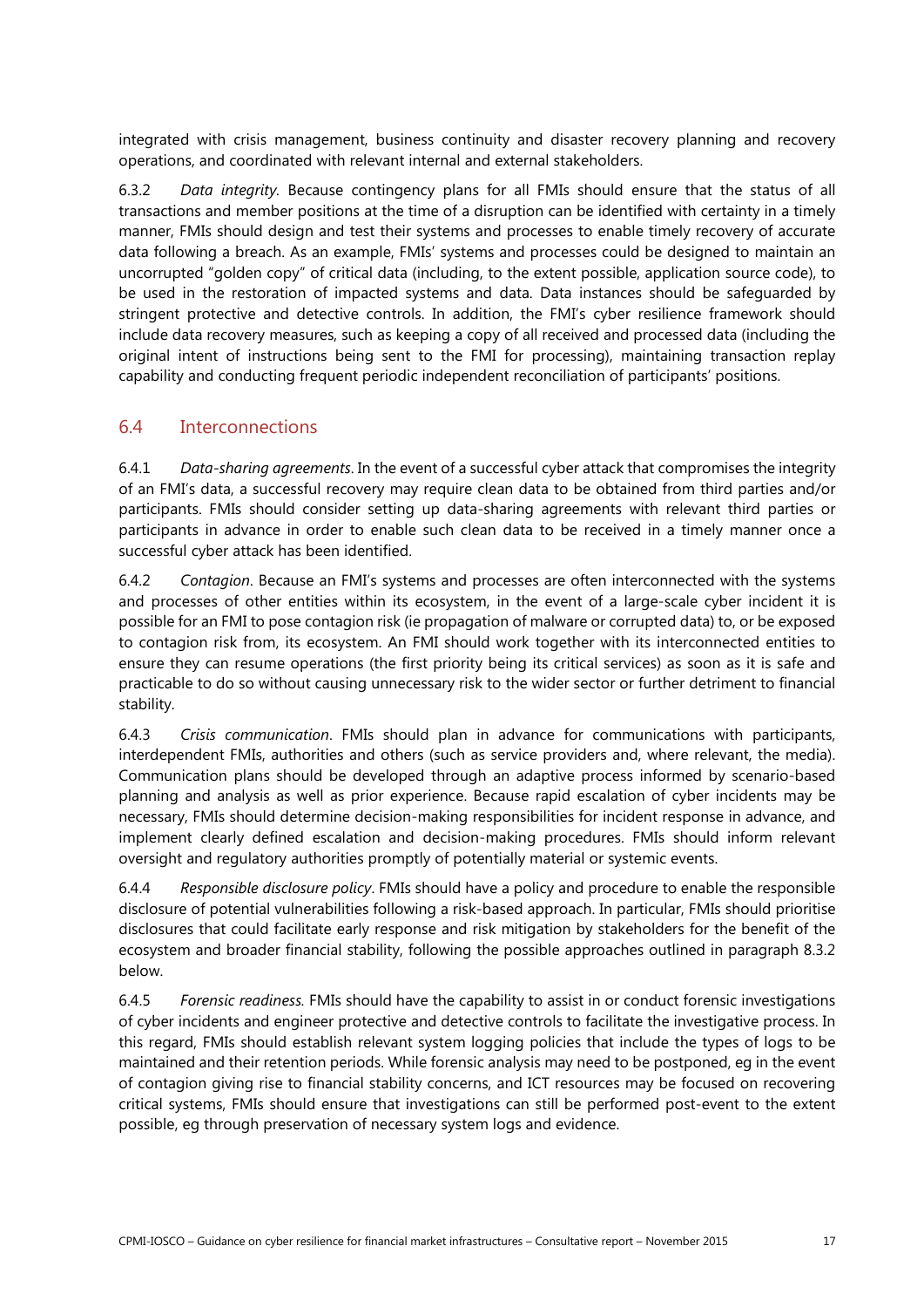integrated with crisis management, business continuity and disaster recovery planning and recovery operations, and coordinated with relevant internal and external stakeholders.

6.3.2 *Data integrity*. Because contingency plans for all FMIs should ensure that the status of all transactions and member positions at the time of a disruption can be identified with certainty in a timely manner, FMIs should design and test their systems and processes to enable timely recovery of accurate data following a breach. As an example, FMIs' systems and processes could be designed to maintain an uncorrupted "golden copy" of critical data (including, to the extent possible, application source code), to be used in the restoration of impacted systems and data. Data instances should be safeguarded by stringent protective and detective controls. In addition, the FMI's cyber resilience framework should include data recovery measures, such as keeping a copy of all received and processed data (including the original intent of instructions being sent to the FMI for processing), maintaining transaction replay capability and conducting frequent periodic independent reconciliation of participants' positions.

## 6.4 Interconnections

6.4.1 *Data-sharing agreements*. In the event of a successful cyber attack that compromises the integrity of an FMI's data, a successful recovery may require clean data to be obtained from third parties and/or participants. FMIs should consider setting up data-sharing agreements with relevant third parties or participants in advance in order to enable such clean data to be received in a timely manner once a successful cyber attack has been identified.

6.4.2 *Contagion*. Because an FMI's systems and processes are often interconnected with the systems and processes of other entities within its ecosystem, in the event of a large-scale cyber incident it is possible for an FMI to pose contagion risk (ie propagation of malware or corrupted data) to, or be exposed to contagion risk from, its ecosystem. An FMI should work together with its interconnected entities to ensure they can resume operations (the first priority being its critical services) as soon as it is safe and practicable to do so without causing unnecessary risk to the wider sector or further detriment to financial stability.

6.4.3 *Crisis communication*. FMIs should plan in advance for communications with participants, interdependent FMIs, authorities and others (such as service providers and, where relevant, the media). Communication plans should be developed through an adaptive process informed by scenario-based planning and analysis as well as prior experience. Because rapid escalation of cyber incidents may be necessary, FMIs should determine decision-making responsibilities for incident response in advance, and implement clearly defined escalation and decision-making procedures. FMIs should inform relevant oversight and regulatory authorities promptly of potentially material or systemic events.

6.4.4 *Responsible disclosure policy*. FMIs should have a policy and procedure to enable the responsible disclosure of potential vulnerabilities following a risk-based approach. In particular, FMIs should prioritise disclosures that could facilitate early response and risk mitigation by stakeholders for the benefit of the ecosystem and broader financial stability, following the possible approaches outlined in paragraph 8.3.2 below.

6.4.5 *Forensic readiness.* FMIs should have the capability to assist in or conduct forensic investigations of cyber incidents and engineer protective and detective controls to facilitate the investigative process. In this regard, FMIs should establish relevant system logging policies that include the types of logs to be maintained and their retention periods. While forensic analysis may need to be postponed, eg in the event of contagion giving rise to financial stability concerns, and ICT resources may be focused on recovering critical systems, FMIs should ensure that investigations can still be performed post-event to the extent possible, eg through preservation of necessary system logs and evidence.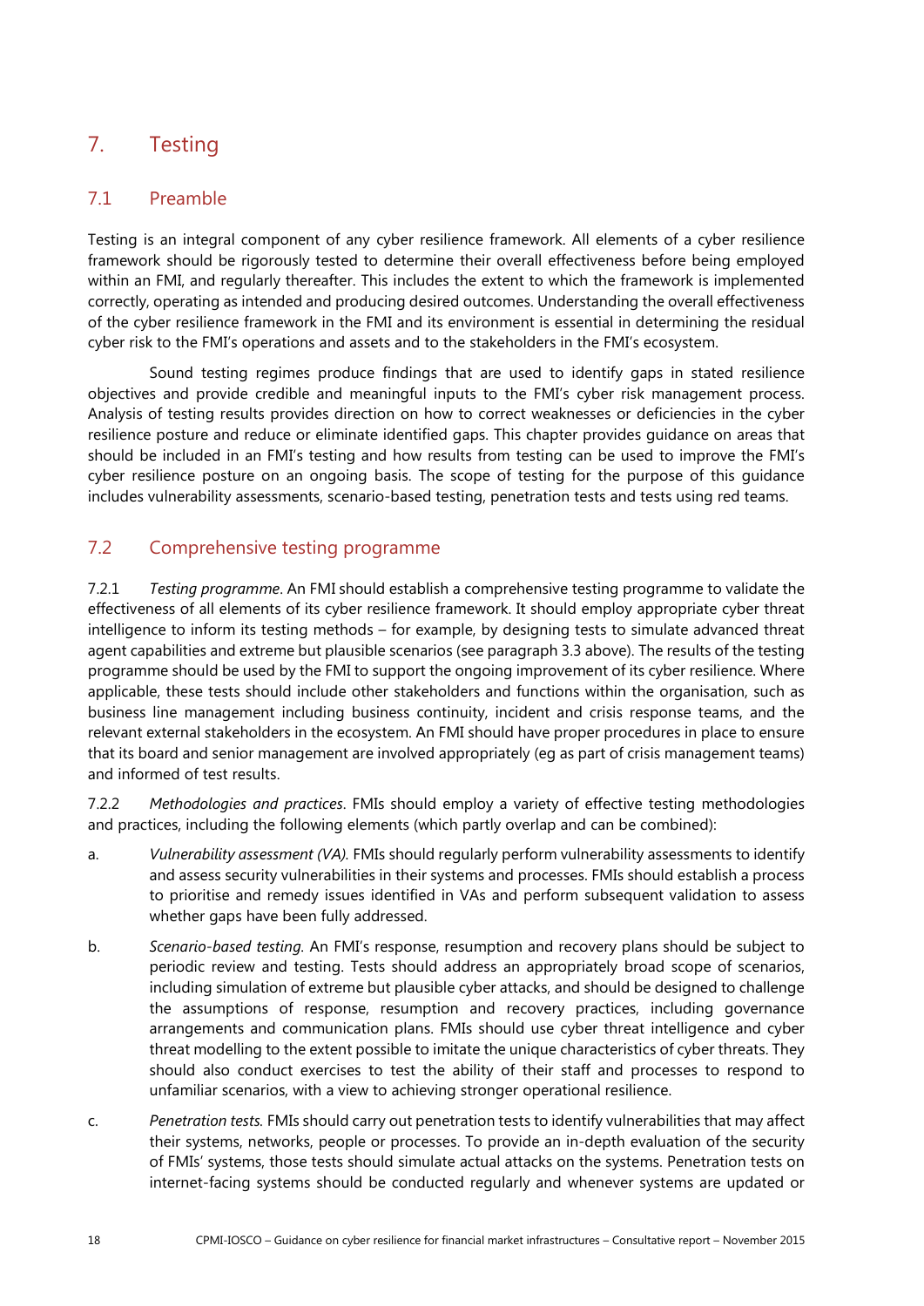## 7. Testing

### 7.1 Preamble

Testing is an integral component of any cyber resilience framework. All elements of a cyber resilience framework should be rigorously tested to determine their overall effectiveness before being employed within an FMI, and regularly thereafter. This includes the extent to which the framework is implemented correctly, operating as intended and producing desired outcomes. Understanding the overall effectiveness of the cyber resilience framework in the FMI and its environment is essential in determining the residual cyber risk to the FMI's operations and assets and to the stakeholders in the FMI's ecosystem.

Sound testing regimes produce findings that are used to identify gaps in stated resilience objectives and provide credible and meaningful inputs to the FMI's cyber risk management process. Analysis of testing results provides direction on how to correct weaknesses or deficiencies in the cyber resilience posture and reduce or eliminate identified gaps. This chapter provides guidance on areas that should be included in an FMI's testing and how results from testing can be used to improve the FMI's cyber resilience posture on an ongoing basis. The scope of testing for the purpose of this guidance includes vulnerability assessments, scenario-based testing, penetration tests and tests using red teams.

### 7.2 Comprehensive testing programme

7.2.1 *Testing programme*. An FMI should establish a comprehensive testing programme to validate the effectiveness of all elements of its cyber resilience framework. It should employ appropriate cyber threat intelligence to inform its testing methods – for example, by designing tests to simulate advanced threat agent capabilities and extreme but plausible scenarios (see paragraph 3.3 above). The results of the testing programme should be used by the FMI to support the ongoing improvement of its cyber resilience. Where applicable, these tests should include other stakeholders and functions within the organisation, such as business line management including business continuity, incident and crisis response teams, and the relevant external stakeholders in the ecosystem. An FMI should have proper procedures in place to ensure that its board and senior management are involved appropriately (eg as part of crisis management teams) and informed of test results.

7.2.2 *Methodologies and practices*. FMIs should employ a variety of effective testing methodologies and practices, including the following elements (which partly overlap and can be combined):

a. *Vulnerability assessment (VA).* FMIs should regularly perform vulnerability assessments to identify and assess security vulnerabilities in their systems and processes. FMIs should establish a process to prioritise and remedy issues identified in VAs and perform subsequent validation to assess whether gaps have been fully addressed.

b. *Scenario-based testing.* An FMI's response, resumption and recovery plans should be subject to periodic review and testing. Tests should address an appropriately broad scope of scenarios, including simulation of extreme but plausible cyber attacks, and should be designed to challenge the assumptions of response, resumption and recovery practices, including governance arrangements and communication plans. FMIs should use cyber threat intelligence and cyber threat modelling to the extent possible to imitate the unique characteristics of cyber threats. They should also conduct exercises to test the ability of their staff and processes to respond to unfamiliar scenarios, with a view to achieving stronger operational resilience.

c. *Penetration tests.* FMIs should carry out penetration tests to identify vulnerabilities that may affect their systems, networks, people or processes. To provide an in-depth evaluation of the security of FMIs' systems, those tests should simulate actual attacks on the systems. Penetration tests on internet-facing systems should be conducted regularly and whenever systems are updated or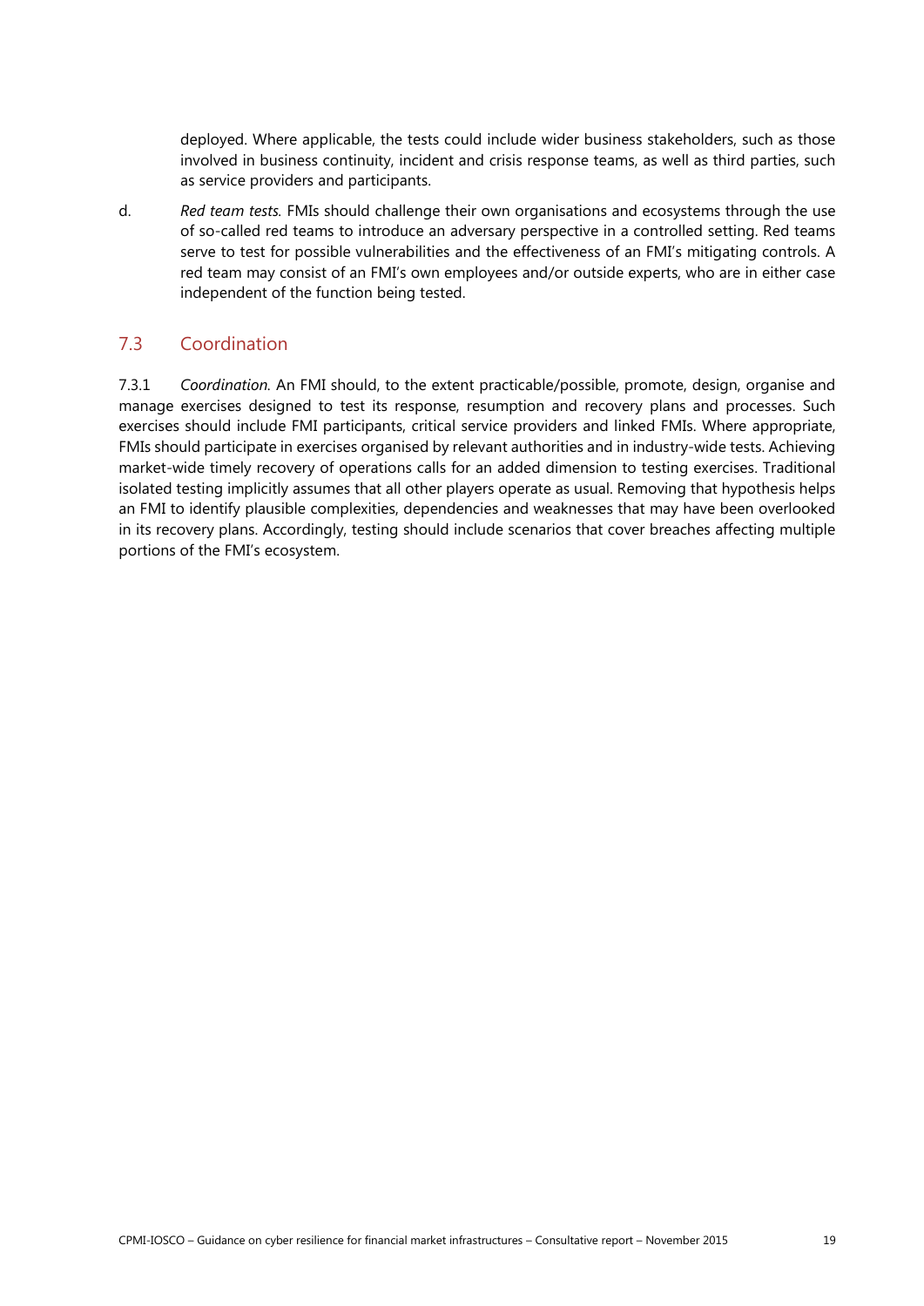deployed. Where applicable, the tests could include wider business stakeholders, such as those involved in business continuity, incident and crisis response teams, as well as third parties, such as service providers and participants.

d. *Red team tests.* FMIs should challenge their own organisations and ecosystems through the use of so-called red teams to introduce an adversary perspective in a controlled setting. Red teams serve to test for possible vulnerabilities and the effectiveness of an FMI's mitigating controls. A red team may consist of an FMI's own employees and/or outside experts, who are in either case independent of the function being tested.

## 7.3 Coordination

7.3.1 *Coordination.* An FMI should, to the extent practicable/possible, promote, design, organise and manage exercises designed to test its response, resumption and recovery plans and processes. Such exercises should include FMI participants, critical service providers and linked FMIs. Where appropriate, FMIs should participate in exercises organised by relevant authorities and in industry-wide tests. Achieving market-wide timely recovery of operations calls for an added dimension to testing exercises. Traditional isolated testing implicitly assumes that all other players operate as usual. Removing that hypothesis helps an FMI to identify plausible complexities, dependencies and weaknesses that may have been overlooked in its recovery plans. Accordingly, testing should include scenarios that cover breaches affecting multiple portions of the FMI's ecosystem.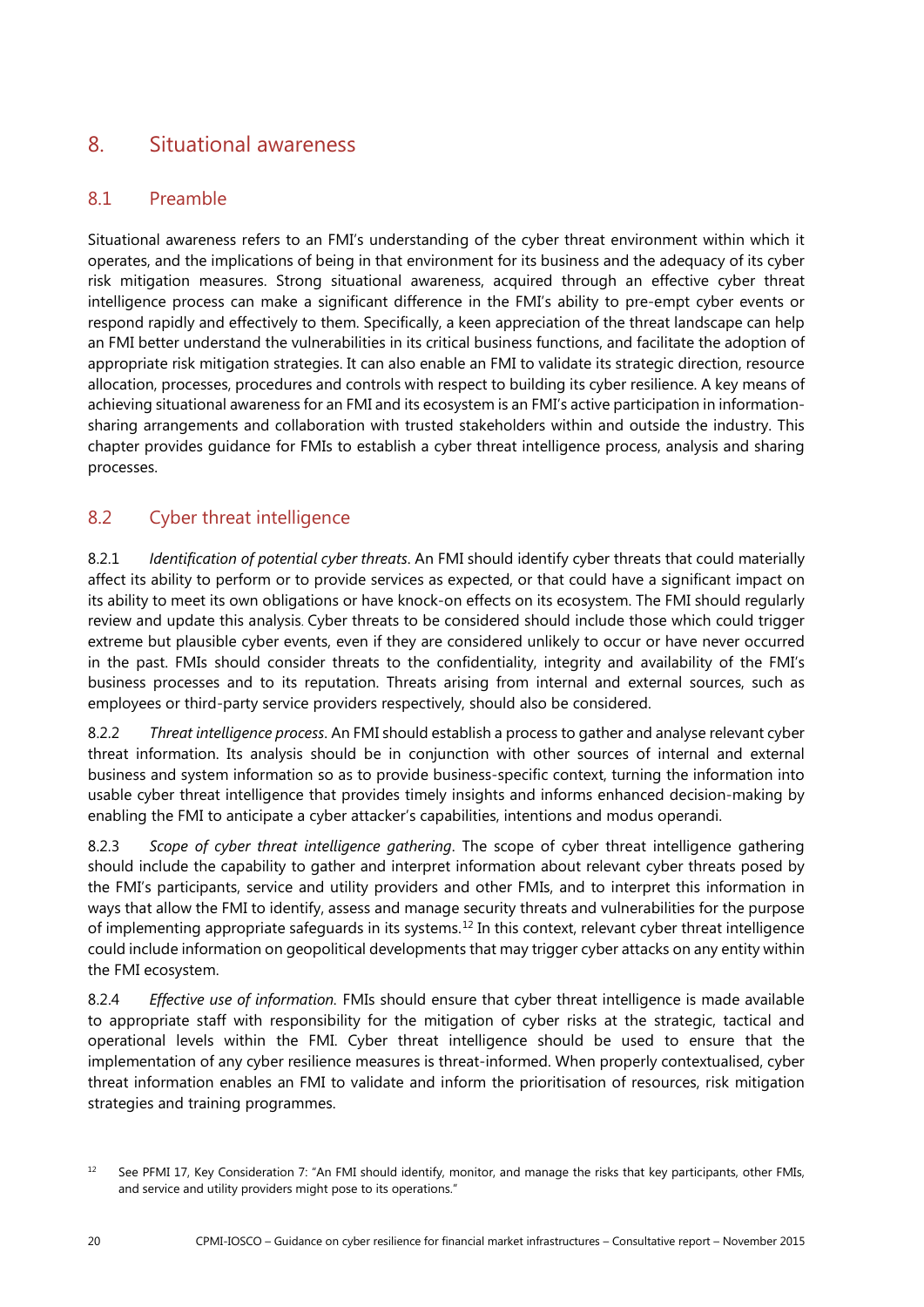# 8. Situational awareness

## 8.1 Preamble

Situational awareness refers to an FMI's understanding of the cyber threat environment within which it operates, and the implications of being in that environment for its business and the adequacy of its cyber risk mitigation measures. Strong situational awareness, acquired through an effective cyber threat intelligence process can make a significant difference in the FMI's ability to pre-empt cyber events or respond rapidly and effectively to them. Specifically, a keen appreciation of the threat landscape can help an FMI better understand the vulnerabilities in its critical business functions, and facilitate the adoption of appropriate risk mitigation strategies. It can also enable an FMI to validate its strategic direction, resource allocation, processes, procedures and controls with respect to building its cyber resilience. A key means of achieving situational awareness for an FMI and its ecosystem is an FMI's active participation in information-sharing arrangements and collaboration with trusted stakeholders within and outside the industry. This chapter provides guidance for FMIs to establish a cyber threat intelligence process, analysis and sharing processes.

## 8.2 Cyber threat intelligence

8.2.1 *Identification of potential cyber threats*. An FMI should identify cyber threats that could materially affect its ability to perform or to provide services as expected, or that could have a significant impact on its ability to meet its own obligations or have knock-on effects on its ecosystem. The FMI should regularly review and update this analysis. Cyber threats to be considered should include those which could trigger extreme but plausible cyber events, even if they are considered unlikely to occur or have never occurred in the past. FMIs should consider threats to the confidentiality, integrity and availability of the FMI's business processes and to its reputation. Threats arising from internal and external sources, such as employees or third-party service providers respectively, should also be considered.

8.2.2 *Threat intelligence process*. An FMI should establish a process to gather and analyse relevant cyber threat information. Its analysis should be in conjunction with other sources of internal and external business and system information so as to provide business-specific context, turning the information into usable cyber threat intelligence that provides timely insights and informs enhanced decision-making by enabling the FMI to anticipate a cyber attacker's capabilities, intentions and modus operandi.

8.2.3 *Scope of cyber threat intelligence gathering*. The scope of cyber threat intelligence gathering should include the capability to gather and interpret information about relevant cyber threats posed by the FMI's participants, service and utility providers and other FMIs, and to interpret this information in ways that allow the FMI to identify, assess and manage security threats and vulnerabilities for the purpose of implementing appropriate safeguards in its systems.[12] In this context, relevant cyber threat intelligence could include information on geopolitical developments that may trigger cyber attacks on any entity within the FMI ecosystem.

8.2.4 *Effective use of information.* FMIs should ensure that cyber threat intelligence is made available to appropriate staff with responsibility for the mitigation of cyber risks at the strategic, tactical and operational levels within the FMI. Cyber threat intelligence should be used to ensure that the implementation of any cyber resilience measures is threat-informed. When properly contextualised, cyber threat information enables an FMI to validate and inform the prioritisation of resources, risk mitigation strategies and training programmes.

[12] See PFMI 17, Key Consideration 7: "An FMI should identify, monitor, and manage the risks that key participants, other FMIs, and service and utility providers might pose to its operations."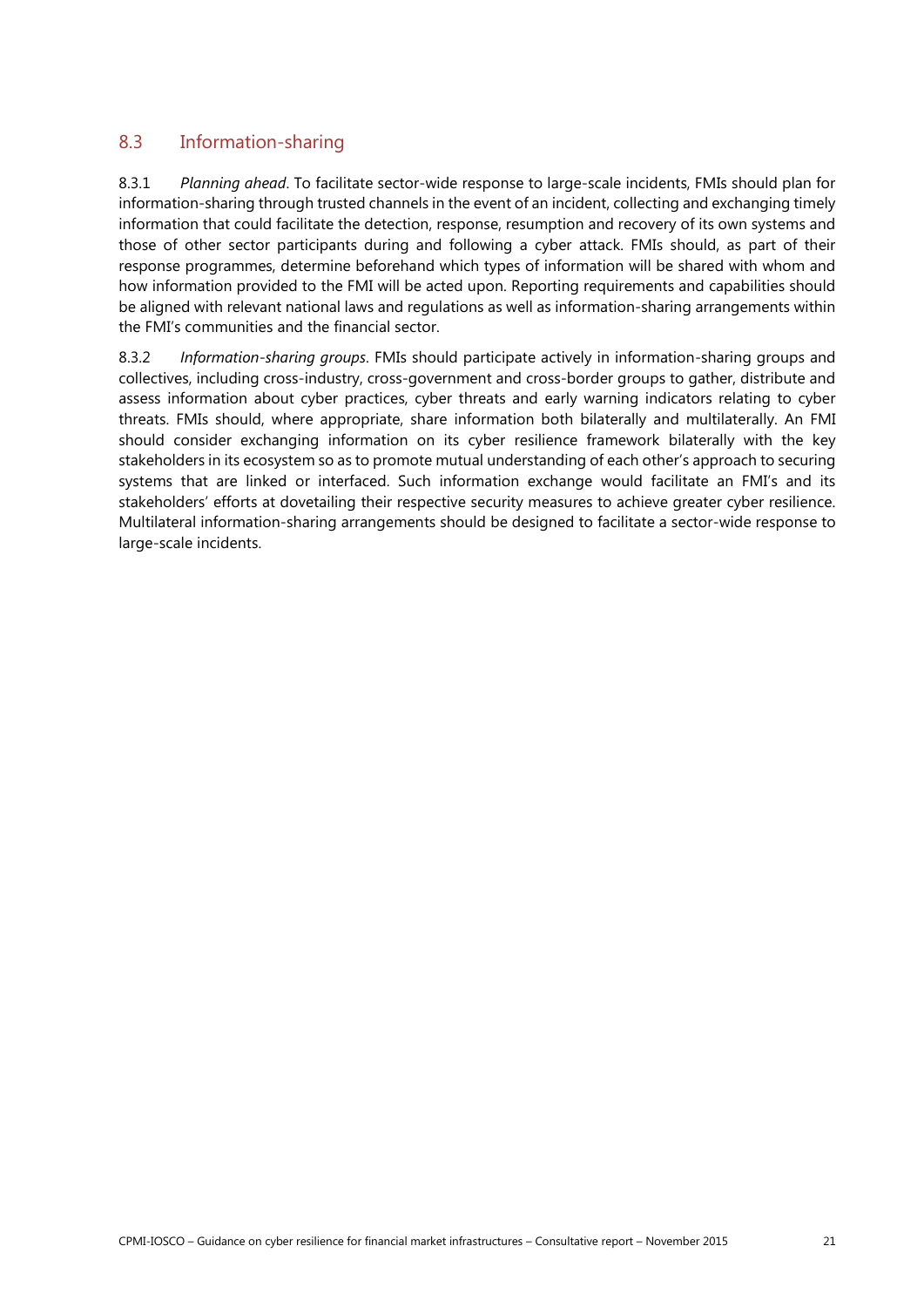## 8.3 Information-sharing

8.3.1 *Planning ahead*. To facilitate sector-wide response to large-scale incidents, FMIs should plan for information-sharing through trusted channels in the event of an incident, collecting and exchanging timely information that could facilitate the detection, response, resumption and recovery of its own systems and those of other sector participants during and following a cyber attack. FMIs should, as part of their response programmes, determine beforehand which types of information will be shared with whom and how information provided to the FMI will be acted upon. Reporting requirements and capabilities should be aligned with relevant national laws and regulations as well as information-sharing arrangements within the FMI's communities and the financial sector.

8.3.2 *Information-sharing groups*. FMIs should participate actively in information-sharing groups and collectives, including cross-industry, cross-government and cross-border groups to gather, distribute and assess information about cyber practices, cyber threats and early warning indicators relating to cyber threats. FMIs should, where appropriate, share information both bilaterally and multilaterally. An FMI should consider exchanging information on its cyber resilience framework bilaterally with the key stakeholders in its ecosystem so as to promote mutual understanding of each other's approach to securing systems that are linked or interfaced. Such information exchange would facilitate an FMI's and its stakeholders' efforts at dovetailing their respective security measures to achieve greater cyber resilience. Multilateral information-sharing arrangements should be designed to facilitate a sector-wide response to large-scale incidents.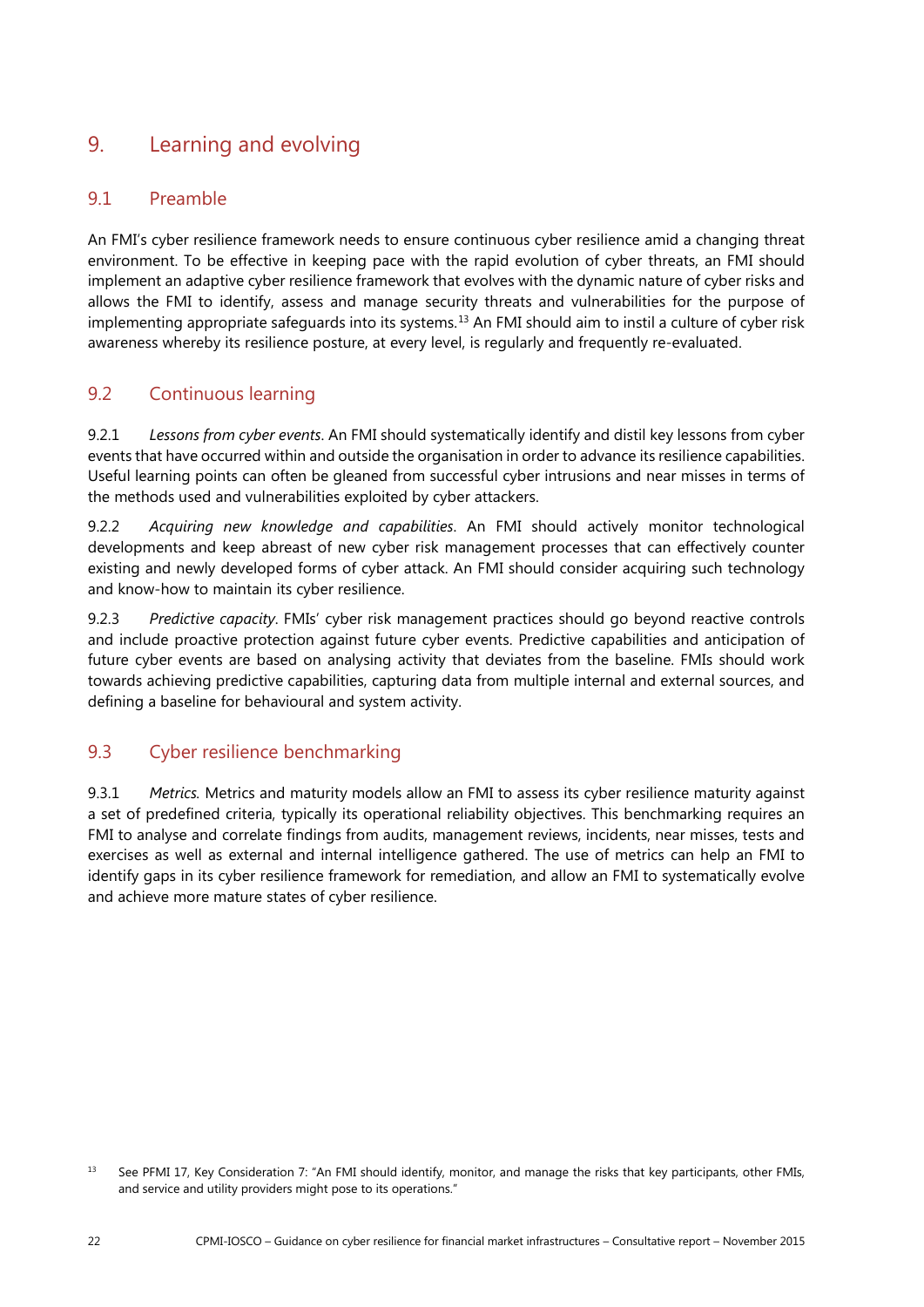## 9. Learning and evolving

### 9.1 Preamble

An FMI's cyber resilience framework needs to ensure continuous cyber resilience amid a changing threat environment. To be effective in keeping pace with the rapid evolution of cyber threats, an FMI should implement an adaptive cyber resilience framework that evolves with the dynamic nature of cyber risks and allows the FMI to identify, assess and manage security threats and vulnerabilities for the purpose of implementing appropriate safeguards into its systems.[13] An FMI should aim to instil a culture of cyber risk awareness whereby its resilience posture, at every level, is regularly and frequently re-evaluated.

### 9.2 Continuous learning

9.2.1 *Lessons from cyber events*. An FMI should systematically identify and distil key lessons from cyber events that have occurred within and outside the organisation in order to advance its resilience capabilities. Useful learning points can often be gleaned from successful cyber intrusions and near misses in terms of the methods used and vulnerabilities exploited by cyber attackers.

9.2.2 *Acquiring new knowledge and capabilities*. An FMI should actively monitor technological developments and keep abreast of new cyber risk management processes that can effectively counter existing and newly developed forms of cyber attack. An FMI should consider acquiring such technology and know-how to maintain its cyber resilience.

9.2.3 *Predictive capacity*. FMIs' cyber risk management practices should go beyond reactive controls and include proactive protection against future cyber events. Predictive capabilities and anticipation of future cyber events are based on analysing activity that deviates from the baseline. FMIs should work towards achieving predictive capabilities, capturing data from multiple internal and external sources, and defining a baseline for behavioural and system activity.

### 9.3 Cyber resilience benchmarking

9.3.1 *Metrics.* Metrics and maturity models allow an FMI to assess its cyber resilience maturity against a set of predefined criteria, typically its operational reliability objectives. This benchmarking requires an FMI to analyse and correlate findings from audits, management reviews, incidents, near misses, tests and exercises as well as external and internal intelligence gathered. The use of metrics can help an FMI to identify gaps in its cyber resilience framework for remediation, and allow an FMI to systematically evolve and achieve more mature states of cyber resilience.

[13] See PFMI 17, Key Consideration 7: "An FMI should identify, monitor, and manage the risks that key participants, other FMIs, and service and utility providers might pose to its operations."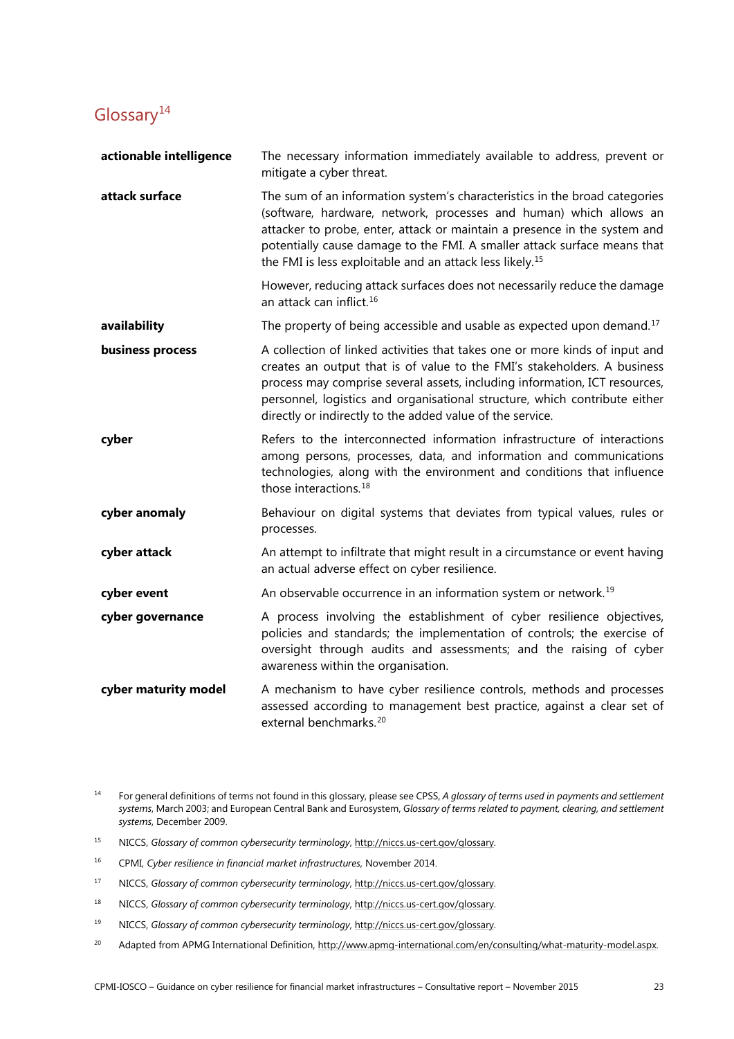## Glossary[14]

| | |
|---|---|
| **actionable intelligence** | The necessary information immediately available to address, prevent or mitigate a cyber threat. |
| **attack surface** | The sum of an information system's characteristics in the broad categories (software, hardware, network, processes and human) which allows an attacker to probe, enter, attack or maintain a presence in the system and potentially cause damage to the FMI. A smaller attack surface means that the FMI is less exploitable and an attack less likely.[15] However, reducing attack surfaces does not necessarily reduce the damage an attack can inflict.[16] |
| **availability** | The property of being accessible and usable as expected upon demand.[17] |
| **business process** | A collection of linked activities that takes one or more kinds of input and creates an output that is of value to the FMI's stakeholders. A business process may comprise several assets, including information, ICT resources, personnel, logistics and organisational structure, which contribute either directly or indirectly to the added value of the service. |
| **cyber** | Refers to the interconnected information infrastructure of interactions among persons, processes, data, and information and communications technologies, along with the environment and conditions that influence those interactions.[18] |
| **cyber anomaly** | Behaviour on digital systems that deviates from typical values, rules or processes. |
| **cyber attack** | An attempt to infiltrate that might result in a circumstance or event having an actual adverse effect on cyber resilience. |
| **cyber event** | An observable occurrence in an information system or network.[19] |
| **cyber governance** | A process involving the establishment of cyber resilience objectives, policies and standards; the implementation of controls; the exercise of oversight through audits and assessments; and the raising of cyber awareness within the organisation. |
| **cyber maturity model** | A mechanism to have cyber resilience controls, methods and processes assessed according to management best practice, against a clear set of external benchmarks.[20] |

[14] For general definitions of terms not found in this glossary, please see CPSS, *A glossary of terms used in payments and settlement systems*, March 2003; and European Central Bank and Eurosystem, *Glossary of terms related to payment, clearing, and settlement systems*, December 2009.

[15] NICCS, *Glossary of common cybersecurity terminology*, http://niccs.us-cert.gov/glossary.

[16] CPMI, *Cyber resilience in financial market infrastructures*, November 2014.

[17] NICCS, *Glossary of common cybersecurity terminology*, http://niccs.us-cert.gov/glossary.

[18] NICCS, *Glossary of common cybersecurity terminology*, http://niccs.us-cert.gov/glossary.

[19] NICCS, *Glossary of common cybersecurity terminology*, http://niccs.us-cert.gov/glossary.

[20] Adapted from APMG International Definition, http://www.apmg-international.com/en/consulting/what-maturity-model.aspx.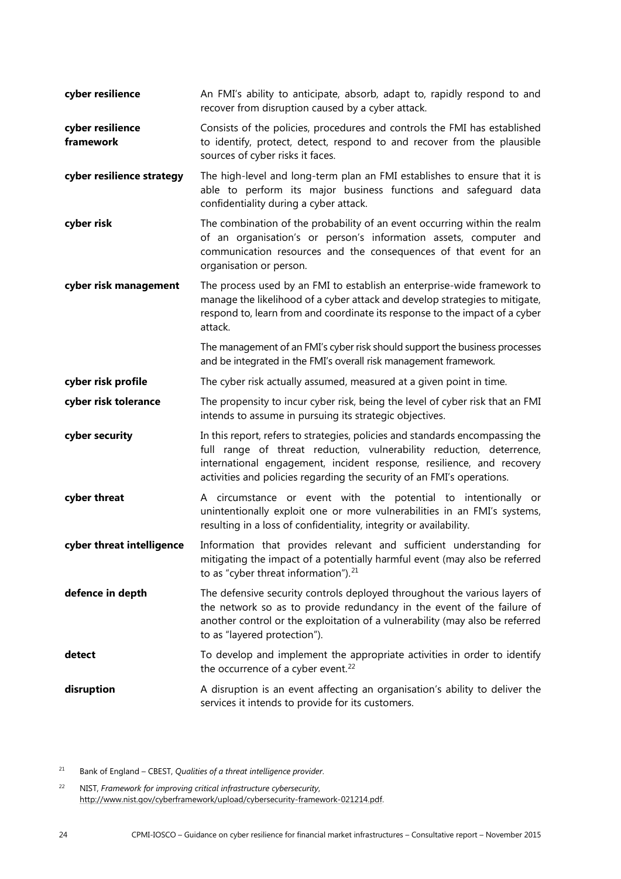| | |
|---|---|
| **cyber resilience** | An FMI's ability to anticipate, absorb, adapt to, rapidly respond to and recover from disruption caused by a cyber attack. |
| **cyber resilience framework** | Consists of the policies, procedures and controls the FMI has established to identify, protect, detect, respond to and recover from the plausible sources of cyber risks it faces. |
| **cyber resilience strategy** | The high-level and long-term plan an FMI establishes to ensure that it is able to perform its major business functions and safeguard data confidentiality during a cyber attack. |
| **cyber risk** | The combination of the probability of an event occurring within the realm of an organisation's or person's information assets, computer and communication resources and the consequences of that event for an organisation or person. |
| **cyber risk management** | The process used by an FMI to establish an enterprise-wide framework to manage the likelihood of a cyber attack and develop strategies to mitigate, respond to, learn from and coordinate its response to the impact of a cyber attack.<br><br>The management of an FMI's cyber risk should support the business processes and be integrated in the FMI's overall risk management framework. |
| **cyber risk profile** | The cyber risk actually assumed, measured at a given point in time. |
| **cyber risk tolerance** | The propensity to incur cyber risk, being the level of cyber risk that an FMI intends to assume in pursuing its strategic objectives. |
| **cyber security** | In this report, refers to strategies, policies and standards encompassing the full range of threat reduction, vulnerability reduction, deterrence, international engagement, incident response, resilience, and recovery activities and policies regarding the security of an FMI's operations. |
| **cyber threat** | A circumstance or event with the potential to intentionally or unintentionally exploit one or more vulnerabilities in an FMI's systems, resulting in a loss of confidentiality, integrity or availability. |
| **cyber threat intelligence** | Information that provides relevant and sufficient understanding for mitigating the impact of a potentially harmful event (may also be referred to as "cyber threat information").[21] |
| **defence in depth** | The defensive security controls deployed throughout the various layers of the network so as to provide redundancy in the event of the failure of another control or the exploitation of a vulnerability (may also be referred to as "layered protection"). |
| **detect** | To develop and implement the appropriate activities in order to identify the occurrence of a cyber event.[22] |
| **disruption** | A disruption is an event affecting an organisation's ability to deliver the services it intends to provide for its customers. |

[21] Bank of England – CBEST, *Qualities of a threat intelligence provider*.

[22] NIST, *Framework for improving critical infrastructure cybersecurity*, http://www.nist.gov/cyberframework/upload/cybersecurity-framework-021214.pdf.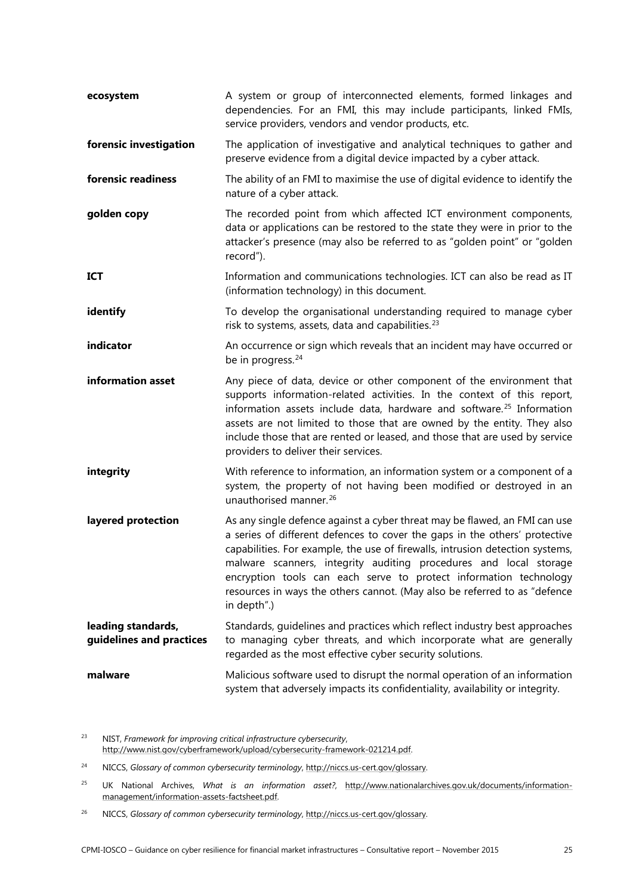**ecosystem** A system or group of interconnected elements, formed linkages and dependencies. For an FMI, this may include participants, linked FMIs, service providers, vendors and vendor products, etc.

**forensic investigation** The application of investigative and analytical techniques to gather and preserve evidence from a digital device impacted by a cyber attack.

**forensic readiness** The ability of an FMI to maximise the use of digital evidence to identify the nature of a cyber attack.

**golden copy** The recorded point from which affected ICT environment components, data or applications can be restored to the state they were in prior to the attacker's presence (may also be referred to as "golden point" or "golden record").

**ICT** Information and communications technologies. ICT can also be read as IT (information technology) in this document.

**identify** To develop the organisational understanding required to manage cyber risk to systems, assets, data and capabilities.[23]

**indicator** An occurrence or sign which reveals that an incident may have occurred or be in progress.[24]

**information asset** Any piece of data, device or other component of the environment that supports information-related activities. In the context of this report, information assets include data, hardware and software.[25] Information assets are not limited to those that are owned by the entity. They also include those that are rented or leased, and those that are used by service providers to deliver their services.

**integrity** With reference to information, an information system or a component of a system, the property of not having been modified or destroyed in an unauthorised manner.[26]

**layered protection** As any single defence against a cyber threat may be flawed, an FMI can use a series of different defences to cover the gaps in the others' protective capabilities. For example, the use of firewalls, intrusion detection systems, malware scanners, integrity auditing procedures and local storage encryption tools can each serve to protect information technology resources in ways the others cannot. (May also be referred to as "defence in depth".)

**leading standards, guidelines and practices** Standards, guidelines and practices which reflect industry best approaches to managing cyber threats, and which incorporate what are generally regarded as the most effective cyber security solutions.

**malware** Malicious software used to disrupt the normal operation of an information system that adversely impacts its confidentiality, availability or integrity.

---

[23] NIST, *Framework for improving critical infrastructure cybersecurity*, http://www.nist.gov/cyberframework/upload/cybersecurity-framework-021214.pdf.

[24] NICCS, *Glossary of common cybersecurity terminology*, http://niccs.us-cert.gov/glossary.

[25] UK National Archives, *What is an information asset?*, http://www.nationalarchives.gov.uk/documents/information-management/information-assets-factsheet.pdf.

[26] NICCS, *Glossary of common cybersecurity terminology*, http://niccs.us-cert.gov/glossary.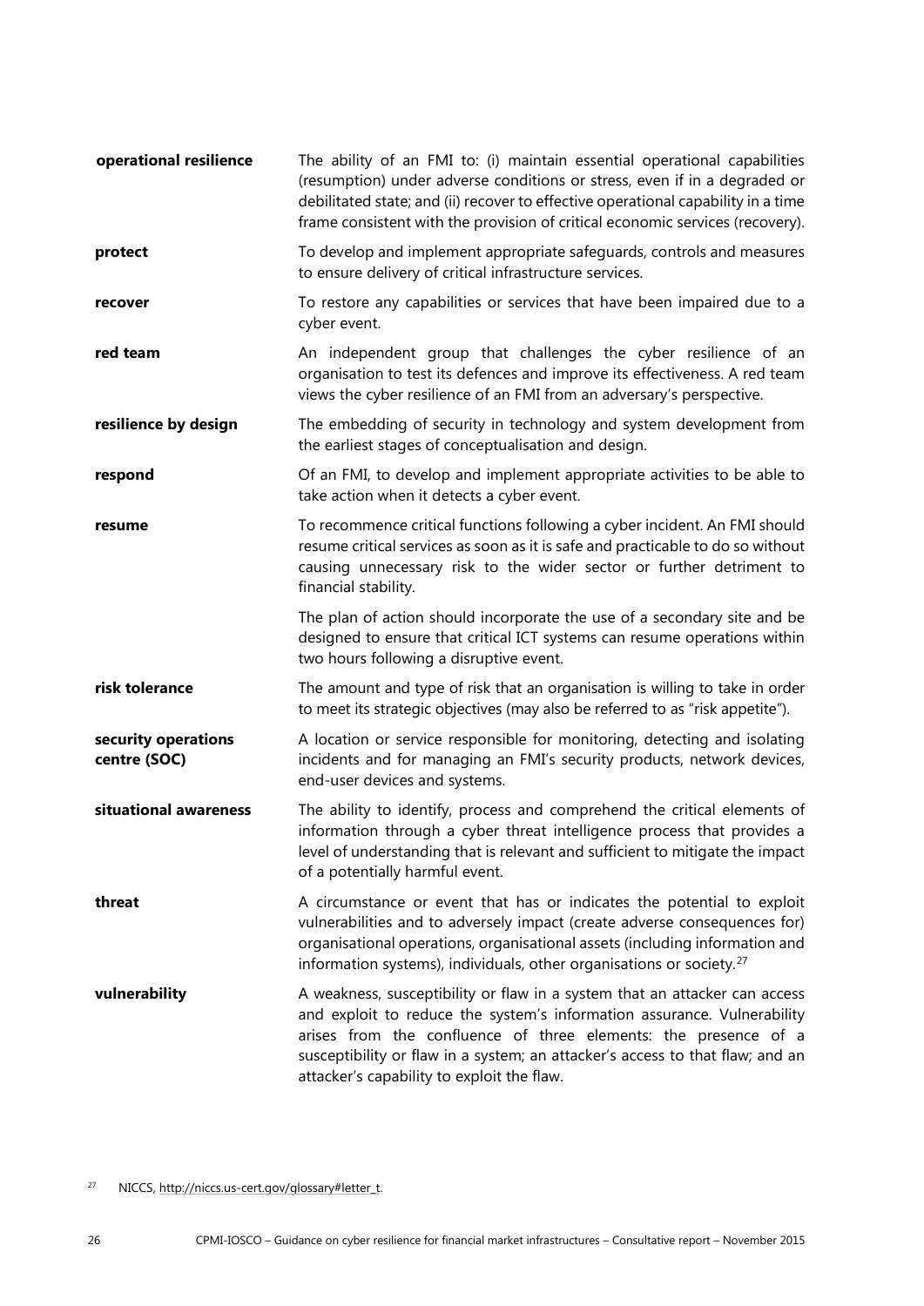| | |
|---|---|
| **operational resilience** | The ability of an FMI to: (i) maintain essential operational capabilities (resumption) under adverse conditions or stress, even if in a degraded or debilitated state; and (ii) recover to effective operational capability in a time frame consistent with the provision of critical economic services (recovery). |
| **protect** | To develop and implement appropriate safeguards, controls and measures to ensure delivery of critical infrastructure services. |
| **recover** | To restore any capabilities or services that have been impaired due to a cyber event. |
| **red team** | An independent group that challenges the cyber resilience of an organisation to test its defences and improve its effectiveness. A red team views the cyber resilience of an FMI from an adversary's perspective. |
| **resilience by design** | The embedding of security in technology and system development from the earliest stages of conceptualisation and design. |
| **respond** | Of an FMI, to develop and implement appropriate activities to be able to take action when it detects a cyber event. |
| **resume** | To recommence critical functions following a cyber incident. An FMI should resume critical services as soon as it is safe and practicable to do so without causing unnecessary risk to the wider sector or further detriment to financial stability.<br><br>The plan of action should incorporate the use of a secondary site and be designed to ensure that critical ICT systems can resume operations within two hours following a disruptive event. |
| **risk tolerance** | The amount and type of risk that an organisation is willing to take in order to meet its strategic objectives (may also be referred to as "risk appetite"). |
| **security operations centre (SOC)** | A location or service responsible for monitoring, detecting and isolating incidents and for managing an FMI's security products, network devices, end-user devices and systems. |
| **situational awareness** | The ability to identify, process and comprehend the critical elements of information through a cyber threat intelligence process that provides a level of understanding that is relevant and sufficient to mitigate the impact of a potentially harmful event. |
| **threat** | A circumstance or event that has or indicates the potential to exploit vulnerabilities and to adversely impact (create adverse consequences for) organisational operations, organisational assets (including information and information systems), individuals, other organisations or society.[27] |
| **vulnerability** | A weakness, susceptibility or flaw in a system that an attacker can access and exploit to reduce the system's information assurance. Vulnerability arises from the confluence of three elements: the presence of a susceptibility or flaw in a system; an attacker's access to that flaw; and an attacker's capability to exploit the flaw. |

[27] NICCS, http://niccs.us-cert.gov/glossary#letter_t.